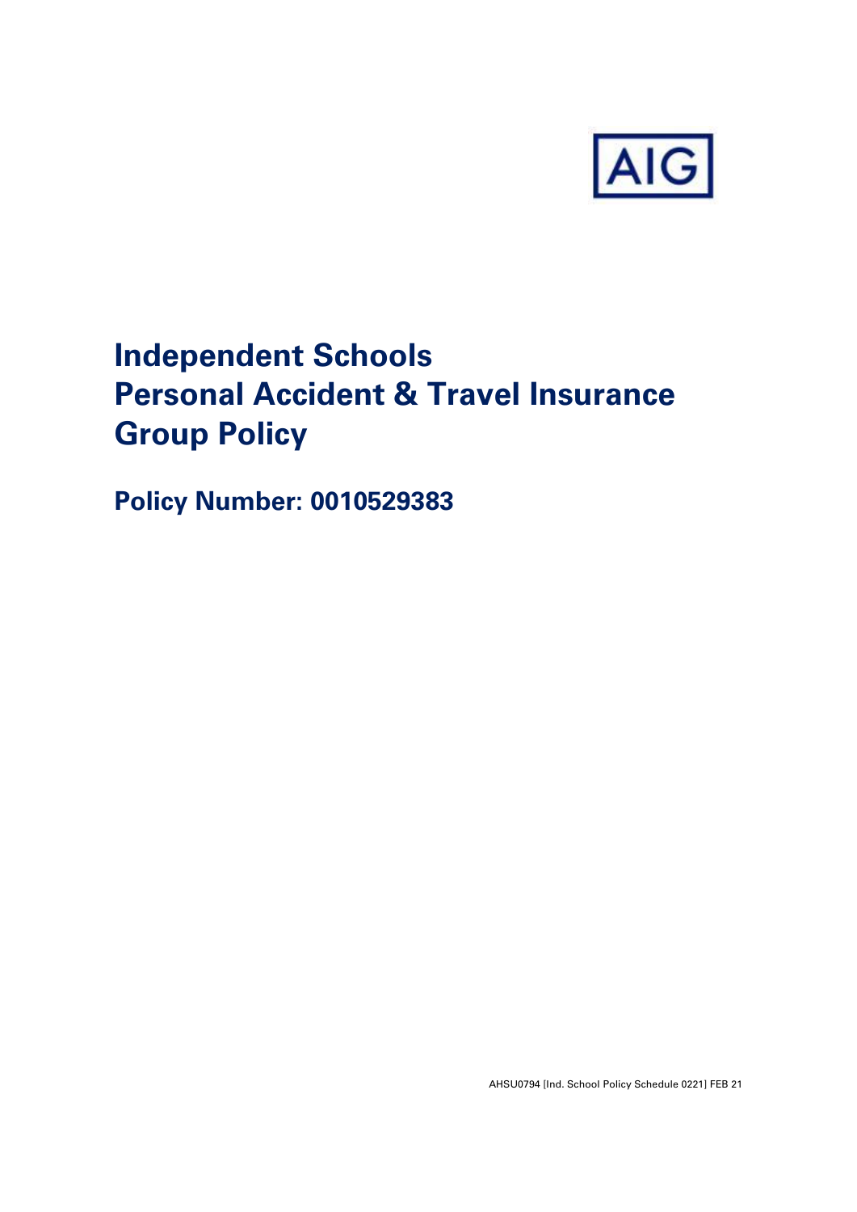AIG

# Independent Schools
# Personal Accident & Travel Insurance Group Policy

## Policy Number: 0010529383

AHSU0794 [Ind. School Policy Schedule 0221] FEB 21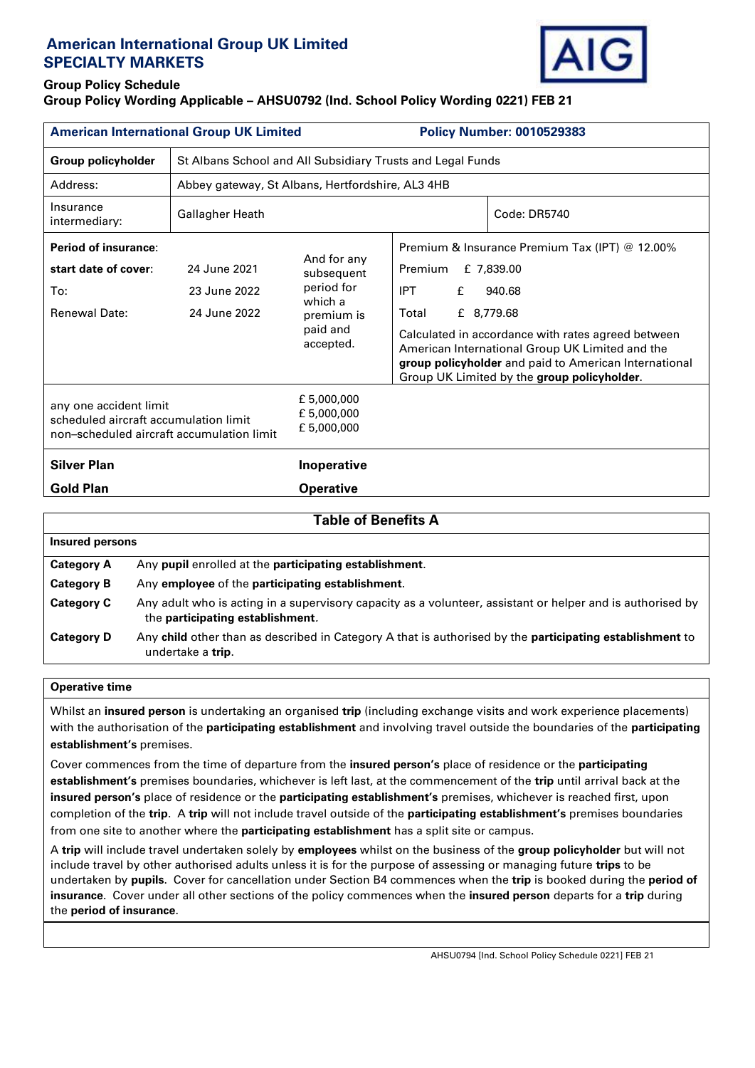# American International Group UK Limited
## SPECIALTY MARKETS

**Group Policy Schedule**
**Group Policy Wording Applicable – AHSU0792 (Ind. School Policy Wording 0221) FEB 21**

| **American International Group UK Limited** | | | **Policy Number: 0010529383** |
|---|---|---|---|
| **Group policyholder** | St Albans School and All Subsidiary Trusts and Legal Funds | | |
| Address: | Abbey gateway, St Albans, Hertfordshire, AL3 4HB | | |
| Insurance intermediary: | Gallagher Heath | | Code: DR5740 |

| **Period of insurance**: | | | Premium & Insurance Premium Tax (IPT) @ 12.00% |
|---|---|---|---|
| **start date of cover**: | 24 June 2021 | And for any subsequent period for which a premium is paid and accepted. | Premium £ 7,839.00 |
| To: | 23 June 2022 | | IPT £ 940.68 |
| Renewal Date: | 24 June 2022 | | Total £ 8,779.68 |
| | | | Calculated in accordance with rates agreed between American International Group UK Limited and the **group policyholder** and paid to American International Group UK Limited by the **group policyholder**. |

| | |
|---|---|
| any one accident limit | £ 5,000,000 |
| scheduled aircraft accumulation limit | £ 5,000,000 |
| non–scheduled aircraft accumulation limit | £ 5,000,000 |

| | |
|---|---|
| **Silver Plan** | **Inoperative** |
| **Gold Plan** | **Operative** |

## Table of Benefits A

**Insured persons**

| | |
|---|---|
| **Category A** | Any **pupil** enrolled at the **participating establishment**. |
| **Category B** | Any **employee** of the **participating establishment**. |
| **Category C** | Any adult who is acting in a supervisory capacity as a volunteer, assistant or helper and is authorised by the **participating establishment**. |
| **Category D** | Any **child** other than as described in Category A that is authorised by the **participating establishment** to undertake a **trip**. |

**Operative time**

Whilst an **insured person** is undertaking an organised **trip** (including exchange visits and work experience placements) with the authorisation of the **participating establishment** and involving travel outside the boundaries of the **participating establishment's** premises.

Cover commences from the time of departure from the **insured person's** place of residence or the **participating establishment's** premises boundaries, whichever is left last, at the commencement of the **trip** until arrival back at the **insured person's** place of residence or the **participating establishment's** premises, whichever is reached first, upon completion of the **trip**. A **trip** will not include travel outside of the **participating establishment's** premises boundaries from one site to another where the **participating establishment** has a split site or campus.

A **trip** will include travel undertaken solely by **employees** whilst on the business of the **group policyholder** but will not include travel by other authorised adults unless it is for the purpose of assessing or managing future **trips** to be undertaken by **pupils**. Cover for cancellation under Section B4 commences when the **trip** is booked during the **period of insurance**. Cover under all other sections of the policy commences when the **insured person** departs for a **trip** during the **period of insurance**.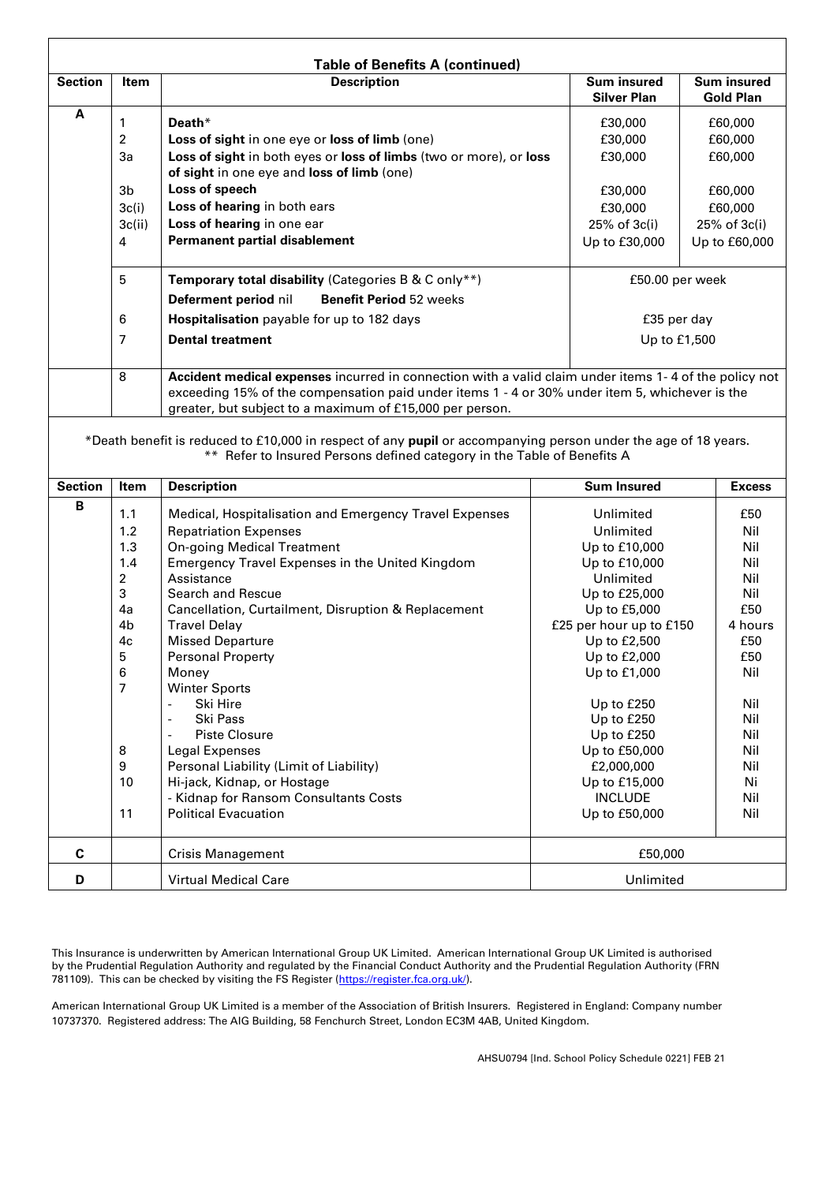**Table of Benefits A (continued)**

| Section | Item | Description | Sum insured Silver Plan | Sum insured Gold Plan |
|---|---|---|---|---|
| A | 1 | **Death*** | £30,000 | £60,000 |
| | 2 | **Loss of sight** in one eye or **loss of limb** (one) | £30,000 | £60,000 |
| | 3a | **Loss of sight** in both eyes or **loss of limbs** (two or more), or **loss of sight** in one eye and **loss of limb** (one) | £30,000 | £60,000 |
| | 3b | **Loss of speech** | £30,000 | £60,000 |
| | 3c(i) | **Loss of hearing** in both ears | £30,000 | £60,000 |
| | 3c(ii) | **Loss of hearing** in one ear | 25% of 3c(i) | 25% of 3c(i) |
| | 4 | **Permanent partial disablement** | Up to £30,000 | Up to £60,000 |
| | 5 | **Temporary total disability** (Categories B & C only**) **Deferment period** nil **Benefit Period** 52 weeks | £50.00 per week | |
| | 6 | **Hospitalisation** payable for up to 182 days | £35 per day | |
| | 7 | **Dental treatment** | Up to £1,500 | |
| | 8 | **Accident medical expenses** incurred in connection with a valid claim under items 1- 4 of the policy not exceeding 15% of the compensation paid under items 1 - 4 or 30% under item 5, whichever is the greater, but subject to a maximum of £15,000 per person. | | |

*Death benefit is reduced to £10,000 in respect of any **pupil** or accompanying person under the age of 18 years.
** Refer to Insured Persons defined category in the Table of Benefits A

| Section | Item | Description | Sum Insured | Excess |
|---|---|---|---|---|
| B | 1.1 | Medical, Hospitalisation and Emergency Travel Expenses | Unlimited | £50 |
| | 1.2 | Repatriation Expenses | Unlimited | Nil |
| | 1.3 | On-going Medical Treatment | Up to £10,000 | Nil |
| | 1.4 | Emergency Travel Expenses in the United Kingdom | Up to £10,000 | Nil |
| | 2 | Assistance | Unlimited | Nil |
| | 3 | Search and Rescue | Up to £25,000 | Nil |
| | 4a | Cancellation, Curtailment, Disruption & Replacement | Up to £5,000 | £50 |
| | 4b | Travel Delay | £25 per hour up to £150 | 4 hours |
| | 4c | Missed Departure | Up to £2,500 | £50 |
| | 5 | Personal Property | Up to £2,000 | £50 |
| | 6 | Money | Up to £1,000 | Nil |
| | 7 | Winter Sports | | |
| | | - Ski Hire | Up to £250 | Nil |
| | | - Ski Pass | Up to £250 | Nil |
| | | - Piste Closure | Up to £250 | Nil |
| | 8 | Legal Expenses | Up to £50,000 | Nil |
| | 9 | Personal Liability (Limit of Liability) | £2,000,000 | Nil |
| | 10 | Hi-jack, Kidnap, or Hostage | Up to £15,000 | Ni |
| | | - Kidnap for Ransom Consultants Costs | INCLUDE | Nil |
| | 11 | Political Evacuation | Up to £50,000 | Nil |
| C | | Crisis Management | £50,000 | |
| D | | Virtual Medical Care | Unlimited | |

This Insurance is underwritten by American International Group UK Limited. American International Group UK Limited is authorised by the Prudential Regulation Authority and regulated by the Financial Conduct Authority and the Prudential Regulation Authority (FRN 781109). This can be checked by visiting the FS Register (https://register.fca.org.uk/).

American International Group UK Limited is a member of the Association of British Insurers. Registered in England: Company number 10737370. Registered address: The AIG Building, 58 Fenchurch Street, London EC3M 4AB, United Kingdom.

AHSU0794 [Ind. School Policy Schedule 0221] FEB 21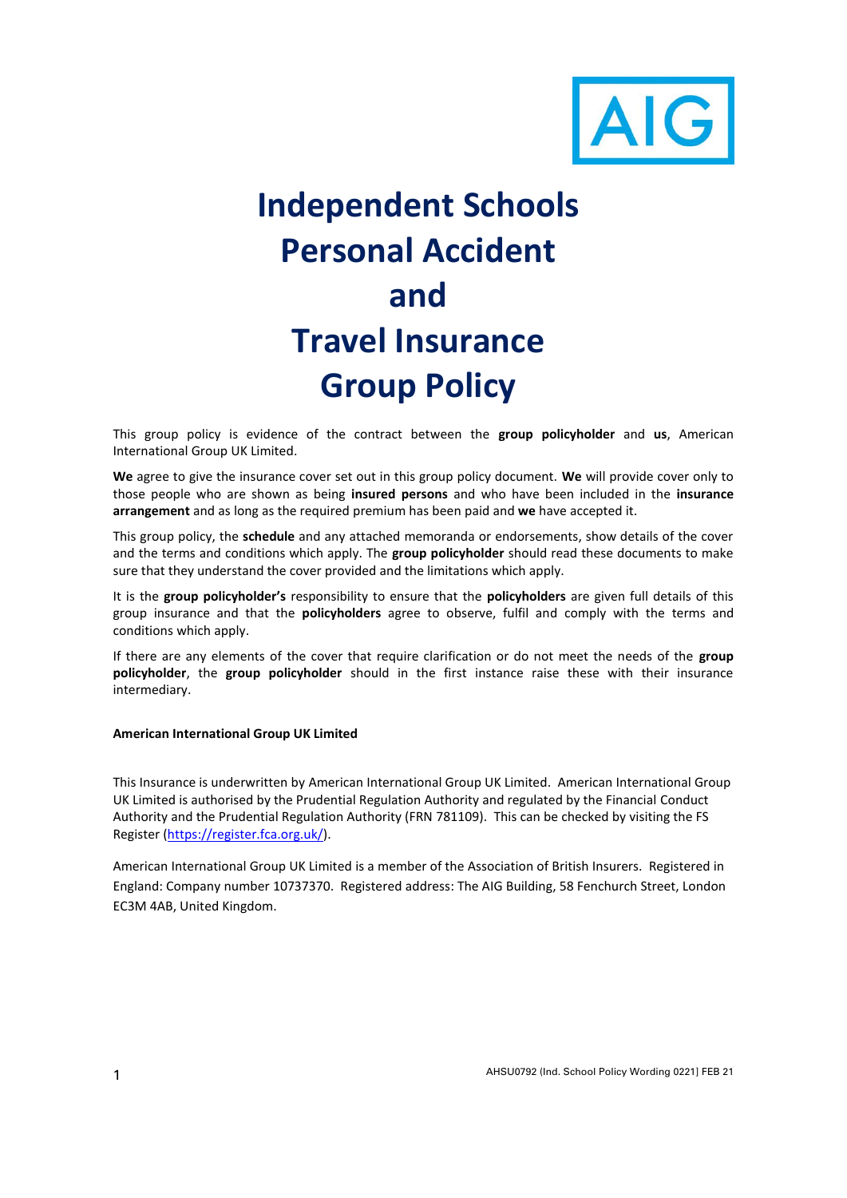AIG

# Independent Schools Personal Accident and Travel Insurance Group Policy

This group policy is evidence of the contract between the **group policyholder** and **us**, American International Group UK Limited.

**We** agree to give the insurance cover set out in this group policy document. **We** will provide cover only to those people who are shown as being **insured persons** and who have been included in the **insurance arrangement** and as long as the required premium has been paid and **we** have accepted it.

This group policy, the **schedule** and any attached memoranda or endorsements, show details of the cover and the terms and conditions which apply. The **group policyholder** should read these documents to make sure that they understand the cover provided and the limitations which apply.

It is the **group policyholder's** responsibility to ensure that the **policyholders** are given full details of this group insurance and that the **policyholders** agree to observe, fulfil and comply with the terms and conditions which apply.

If there are any elements of the cover that require clarification or do not meet the needs of the **group policyholder**, the **group policyholder** should in the first instance raise these with their insurance intermediary.

**American International Group UK Limited**

This Insurance is underwritten by American International Group UK Limited. American International Group UK Limited is authorised by the Prudential Regulation Authority and regulated by the Financial Conduct Authority and the Prudential Regulation Authority (FRN 781109). This can be checked by visiting the FS Register (https://register.fca.org.uk/).

American International Group UK Limited is a member of the Association of British Insurers. Registered in England: Company number 10737370. Registered address: The AIG Building, 58 Fenchurch Street, London EC3M 4AB, United Kingdom.

AHSU0792 (Ind. School Policy Wording 0221) FEB 21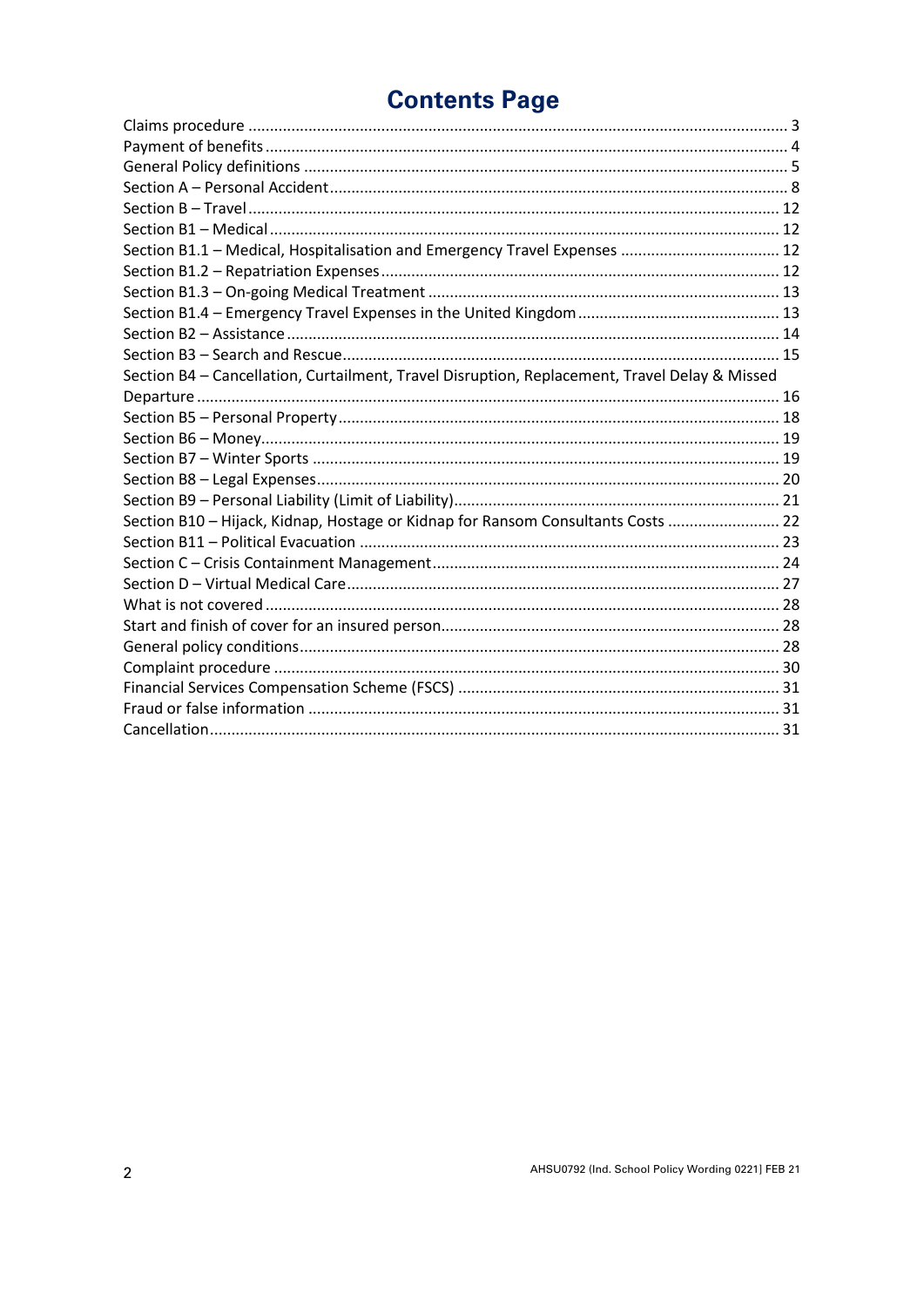# Contents Page

Claims procedure ... 3
Payment of benefits ... 4
General Policy definitions ... 5
Section A – Personal Accident ... 8
Section B – Travel ... 12
Section B1 – Medical ... 12
Section B1.1 – Medical, Hospitalisation and Emergency Travel Expenses ... 12
Section B1.2 – Repatriation Expenses ... 12
Section B1.3 – On-going Medical Treatment ... 13
Section B1.4 – Emergency Travel Expenses in the United Kingdom ... 13
Section B2 – Assistance ... 14
Section B3 – Search and Rescue ... 15
Section B4 – Cancellation, Curtailment, Travel Disruption, Replacement, Travel Delay & Missed Departure ... 16
Section B5 – Personal Property ... 18
Section B6 – Money ... 19
Section B7 – Winter Sports ... 19
Section B8 – Legal Expenses ... 20
Section B9 – Personal Liability (Limit of Liability) ... 21
Section B10 – Hijack, Kidnap, Hostage or Kidnap for Ransom Consultants Costs ... 22
Section B11 – Political Evacuation ... 23
Section C – Crisis Containment Management ... 24
Section D – Virtual Medical Care ... 27
What is not covered ... 28
Start and finish of cover for an insured person ... 28
General policy conditions ... 28
Complaint procedure ... 30
Financial Services Compensation Scheme (FSCS) ... 31
Fraud or false information ... 31
Cancellation ... 31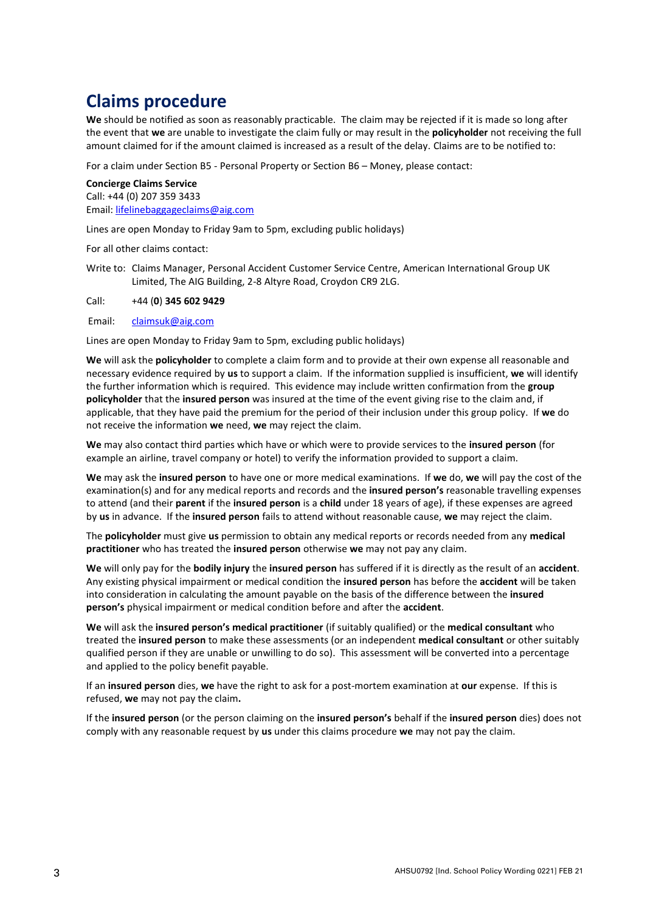# Claims procedure

**We** should be notified as soon as reasonably practicable. The claim may be rejected if it is made so long after the event that **we** are unable to investigate the claim fully or may result in the **policyholder** not receiving the full amount claimed for if the amount claimed is increased as a result of the delay. Claims are to be notified to:

For a claim under Section B5 - Personal Property or Section B6 – Money, please contact:

**Concierge Claims Service**
Call: +44 (0) 207 359 3433
Email: lifelinebaggageclaims@aig.com

Lines are open Monday to Friday 9am to 5pm, excluding public holidays)

For all other claims contact:

Write to: Claims Manager, Personal Accident Customer Service Centre, American International Group UK Limited, The AIG Building, 2-8 Altyre Road, Croydon CR9 2LG.

Call: +44 (**0**) **345 602 9429**

Email: claimsuk@aig.com

Lines are open Monday to Friday 9am to 5pm, excluding public holidays)

**We** will ask the **policyholder** to complete a claim form and to provide at their own expense all reasonable and necessary evidence required by **us** to support a claim. If the information supplied is insufficient, **we** will identify the further information which is required. This evidence may include written confirmation from the **group policyholder** that the **insured person** was insured at the time of the event giving rise to the claim and, if applicable, that they have paid the premium for the period of their inclusion under this group policy. If **we** do not receive the information **we** need, **we** may reject the claim.

**We** may also contact third parties which have or which were to provide services to the **insured person** (for example an airline, travel company or hotel) to verify the information provided to support a claim.

**We** may ask the **insured person** to have one or more medical examinations. If **we** do, **we** will pay the cost of the examination(s) and for any medical reports and records and the **insured person's** reasonable travelling expenses to attend (and their **parent** if the **insured person** is a **child** under 18 years of age), if these expenses are agreed by **us** in advance. If the **insured person** fails to attend without reasonable cause, **we** may reject the claim.

The **policyholder** must give **us** permission to obtain any medical reports or records needed from any **medical practitioner** who has treated the **insured person** otherwise **we** may not pay any claim.

**We** will only pay for the **bodily injury** the **insured person** has suffered if it is directly as the result of an **accident**. Any existing physical impairment or medical condition the **insured person** has before the **accident** will be taken into consideration in calculating the amount payable on the basis of the difference between the **insured person's** physical impairment or medical condition before and after the **accident**.

**We** will ask the **insured person's medical practitioner** (if suitably qualified) or the **medical consultant** who treated the **insured person** to make these assessments (or an independent **medical consultant** or other suitably qualified person if they are unable or unwilling to do so). This assessment will be converted into a percentage and applied to the policy benefit payable.

If an **insured person** dies, **we** have the right to ask for a post-mortem examination at **our** expense. If this is refused, **we** may not pay the claim**.**

If the **insured person** (or the person claiming on the **insured person's** behalf if the **insured person** dies) does not comply with any reasonable request by **us** under this claims procedure **we** may not pay the claim.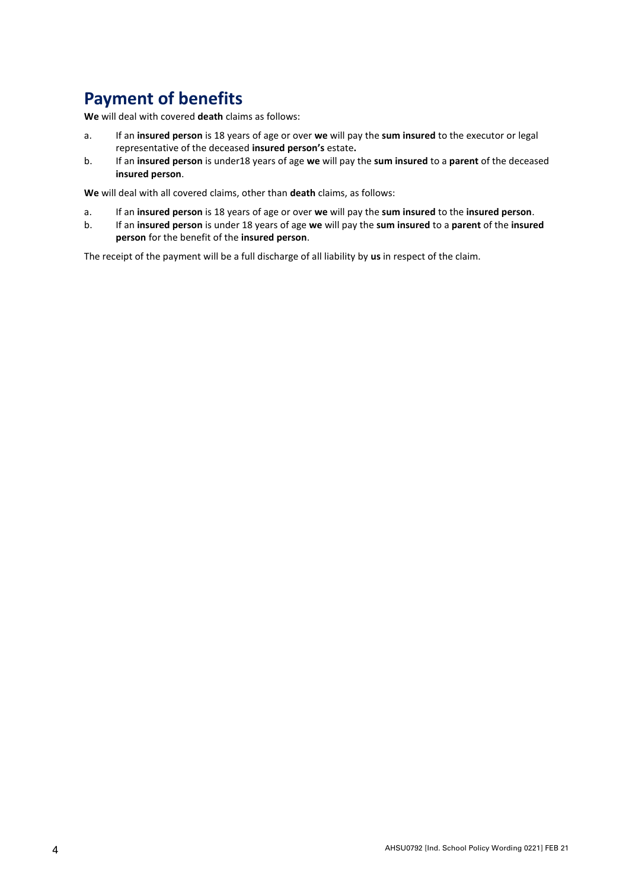## Payment of benefits

**We** will deal with covered **death** claims as follows:

a. If an **insured person** is 18 years of age or over **we** will pay the **sum insured** to the executor or legal representative of the deceased **insured person's** estate**.**

b. If an **insured person** is under18 years of age **we** will pay the **sum insured** to a **parent** of the deceased **insured person**.

**We** will deal with all covered claims, other than **death** claims, as follows:

a. If an **insured person** is 18 years of age or over **we** will pay the **sum insured** to the **insured person**.

b. If an **insured person** is under 18 years of age **we** will pay the **sum insured** to a **parent** of the **insured person** for the benefit of the **insured person**.

The receipt of the payment will be a full discharge of all liability by **us** in respect of the claim.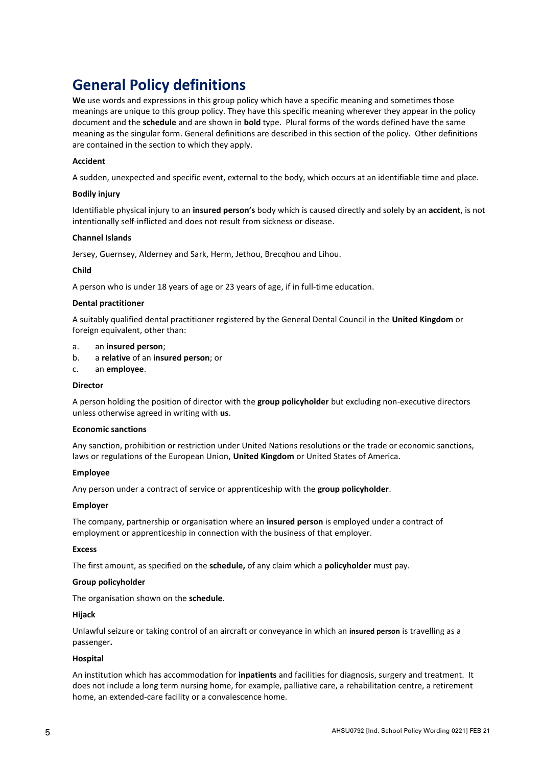# General Policy definitions

**We** use words and expressions in this group policy which have a specific meaning and sometimes those meanings are unique to this group policy. They have this specific meaning wherever they appear in the policy document and the **schedule** and are shown in **bold** type. Plural forms of the words defined have the same meaning as the singular form. General definitions are described in this section of the policy. Other definitions are contained in the section to which they apply.

**Accident**

A sudden, unexpected and specific event, external to the body, which occurs at an identifiable time and place.

**Bodily injury**

Identifiable physical injury to an **insured person's** body which is caused directly and solely by an **accident**, is not intentionally self-inflicted and does not result from sickness or disease.

**Channel Islands**

Jersey, Guernsey, Alderney and Sark, Herm, Jethou, Brecqhou and Lihou.

**Child**

A person who is under 18 years of age or 23 years of age, if in full-time education.

**Dental practitioner**

A suitably qualified dental practitioner registered by the General Dental Council in the **United Kingdom** or foreign equivalent, other than:

a. an **insured person**;
b. a **relative** of an **insured person**; or
c. an **employee**.

**Director**

A person holding the position of director with the **group policyholder** but excluding non-executive directors unless otherwise agreed in writing with **us**.

**Economic sanctions**

Any sanction, prohibition or restriction under United Nations resolutions or the trade or economic sanctions, laws or regulations of the European Union, **United Kingdom** or United States of America.

**Employee**

Any person under a contract of service or apprenticeship with the **group policyholder**.

**Employer**

The company, partnership or organisation where an **insured person** is employed under a contract of employment or apprenticeship in connection with the business of that employer.

**Excess**

The first amount, as specified on the **schedule,** of any claim which a **policyholder** must pay.

**Group policyholder**

The organisation shown on the **schedule**.

**Hijack**

Unlawful seizure or taking control of an aircraft or conveyance in which an **insured person** is travelling as a passenger**.**

**Hospital**

An institution which has accommodation for **inpatients** and facilities for diagnosis, surgery and treatment. It does not include a long term nursing home, for example, palliative care, a rehabilitation centre, a retirement home, an extended-care facility or a convalescence home.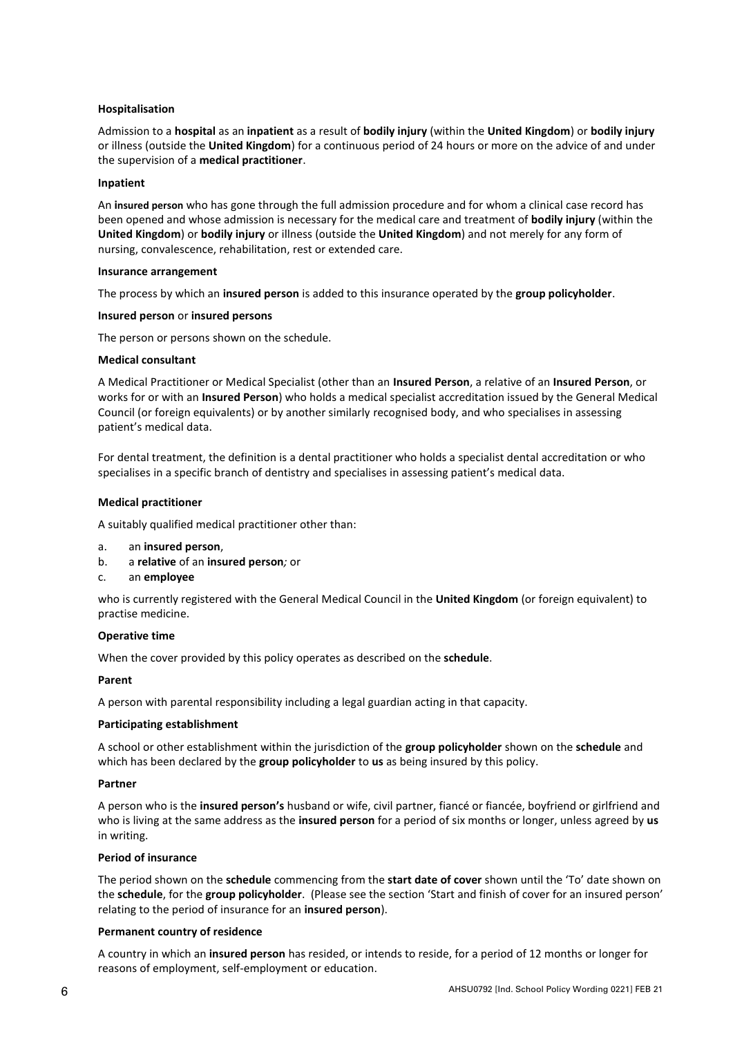**Hospitalisation**

Admission to a **hospital** as an **inpatient** as a result of **bodily injury** (within the **United Kingdom**) or **bodily injury** or illness (outside the **United Kingdom**) for a continuous period of 24 hours or more on the advice of and under the supervision of a **medical practitioner**.

**Inpatient**

An **insured person** who has gone through the full admission procedure and for whom a clinical case record has been opened and whose admission is necessary for the medical care and treatment of **bodily injury** (within the **United Kingdom**) or **bodily injury** or illness (outside the **United Kingdom**) and not merely for any form of nursing, convalescence, rehabilitation, rest or extended care.

**Insurance arrangement**

The process by which an **insured person** is added to this insurance operated by the **group policyholder**.

**Insured person** or **insured persons**

The person or persons shown on the schedule.

**Medical consultant**

A Medical Practitioner or Medical Specialist (other than an **Insured Person**, a relative of an **Insured Person**, or works for or with an **Insured Person**) who holds a medical specialist accreditation issued by the General Medical Council (or foreign equivalents) or by another similarly recognised body, and who specialises in assessing patient's medical data.

For dental treatment, the definition is a dental practitioner who holds a specialist dental accreditation or who specialises in a specific branch of dentistry and specialises in assessing patient's medical data.

**Medical practitioner**

A suitably qualified medical practitioner other than:

a. an **insured person**,
b. a **relative** of an **insured person**; or
c. an **employee**

who is currently registered with the General Medical Council in the **United Kingdom** (or foreign equivalent) to practise medicine.

**Operative time**

When the cover provided by this policy operates as described on the **schedule**.

**Parent**

A person with parental responsibility including a legal guardian acting in that capacity.

**Participating establishment**

A school or other establishment within the jurisdiction of the **group policyholder** shown on the **schedule** and which has been declared by the **group policyholder** to **us** as being insured by this policy.

**Partner**

A person who is the **insured person's** husband or wife, civil partner, fiancé or fiancée, boyfriend or girlfriend and who is living at the same address as the **insured person** for a period of six months or longer, unless agreed by **us** in writing.

**Period of insurance**

The period shown on the **schedule** commencing from the **start date of cover** shown until the 'To' date shown on the **schedule**, for the **group policyholder**. (Please see the section 'Start and finish of cover for an insured person' relating to the period of insurance for an **insured person**).

**Permanent country of residence**

A country in which an **insured person** has resided, or intends to reside, for a period of 12 months or longer for reasons of employment, self-employment or education.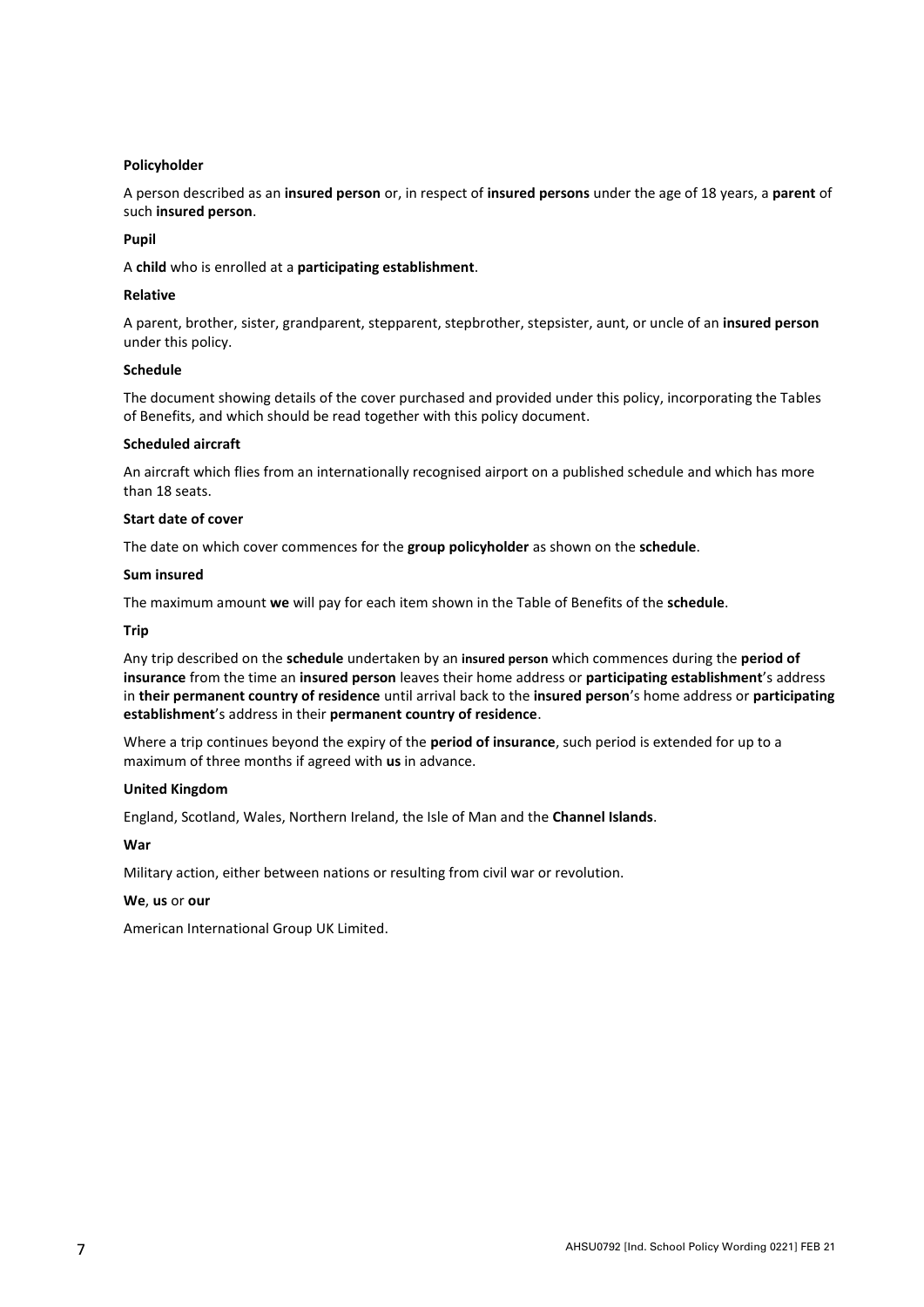**Policyholder**

A person described as an **insured person** or, in respect of **insured persons** under the age of 18 years, a **parent** of such **insured person**.

**Pupil**

A **child** who is enrolled at a **participating establishment**.

**Relative**

A parent, brother, sister, grandparent, stepparent, stepbrother, stepsister, aunt, or uncle of an **insured person** under this policy.

**Schedule**

The document showing details of the cover purchased and provided under this policy, incorporating the Tables of Benefits, and which should be read together with this policy document.

**Scheduled aircraft**

An aircraft which flies from an internationally recognised airport on a published schedule and which has more than 18 seats.

**Start date of cover**

The date on which cover commences for the **group policyholder** as shown on the **schedule**.

**Sum insured**

The maximum amount **we** will pay for each item shown in the Table of Benefits of the **schedule**.

**Trip**

Any trip described on the **schedule** undertaken by an **insured person** which commences during the **period of insurance** from the time an **insured person** leaves their home address or **participating establishment**'s address in **their permanent country of residence** until arrival back to the **insured person**'s home address or **participating establishment**'s address in their **permanent country of residence**.

Where a trip continues beyond the expiry of the **period of insurance**, such period is extended for up to a maximum of three months if agreed with **us** in advance.

**United Kingdom**

England, Scotland, Wales, Northern Ireland, the Isle of Man and the **Channel Islands**.

**War**

Military action, either between nations or resulting from civil war or revolution.

**We**, **us** or **our**

American International Group UK Limited.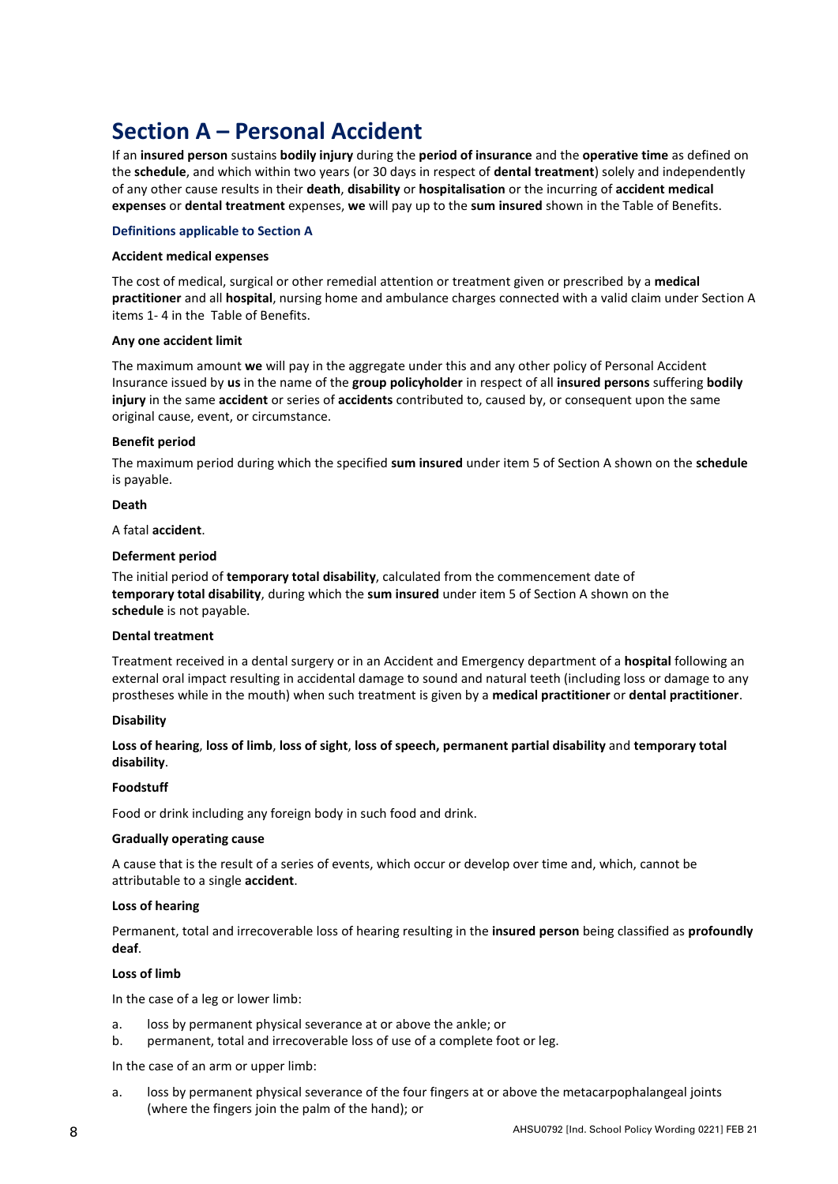# Section A – Personal Accident

If an **insured person** sustains **bodily injury** during the **period of insurance** and the **operative time** as defined on the **schedule**, and which within two years (or 30 days in respect of **dental treatment**) solely and independently of any other cause results in their **death**, **disability** or **hospitalisation** or the incurring of **accident medical expenses** or **dental treatment** expenses, **we** will pay up to the **sum insured** shown in the Table of Benefits.

### Definitions applicable to Section A

**Accident medical expenses**

The cost of medical, surgical or other remedial attention or treatment given or prescribed by a **medical practitioner** and all **hospital**, nursing home and ambulance charges connected with a valid claim under Section A items 1- 4 in the Table of Benefits.

**Any one accident limit**

The maximum amount **we** will pay in the aggregate under this and any other policy of Personal Accident Insurance issued by **us** in the name of the **group policyholder** in respect of all **insured persons** suffering **bodily injury** in the same **accident** or series of **accidents** contributed to, caused by, or consequent upon the same original cause, event, or circumstance.

**Benefit period**

The maximum period during which the specified **sum insured** under item 5 of Section A shown on the **schedule** is payable.

**Death**

A fatal **accident**.

**Deferment period**

The initial period of **temporary total disability**, calculated from the commencement date of **temporary total disability**, during which the **sum insured** under item 5 of Section A shown on the **schedule** is not payable.

**Dental treatment**

Treatment received in a dental surgery or in an Accident and Emergency department of a **hospital** following an external oral impact resulting in accidental damage to sound and natural teeth (including loss or damage to any prostheses while in the mouth) when such treatment is given by a **medical practitioner** or **dental practitioner**.

**Disability**

**Loss of hearing**, **loss of limb**, **loss of sight**, **loss of speech, permanent partial disability** and **temporary total disability**.

**Foodstuff**

Food or drink including any foreign body in such food and drink.

**Gradually operating cause**

A cause that is the result of a series of events, which occur or develop over time and, which, cannot be attributable to a single **accident**.

**Loss of hearing**

Permanent, total and irrecoverable loss of hearing resulting in the **insured person** being classified as **profoundly deaf**.

**Loss of limb**

In the case of a leg or lower limb:

a. loss by permanent physical severance at or above the ankle; or
b. permanent, total and irrecoverable loss of use of a complete foot or leg.

In the case of an arm or upper limb:

a. loss by permanent physical severance of the four fingers at or above the metacarpophalangeal joints (where the fingers join the palm of the hand); or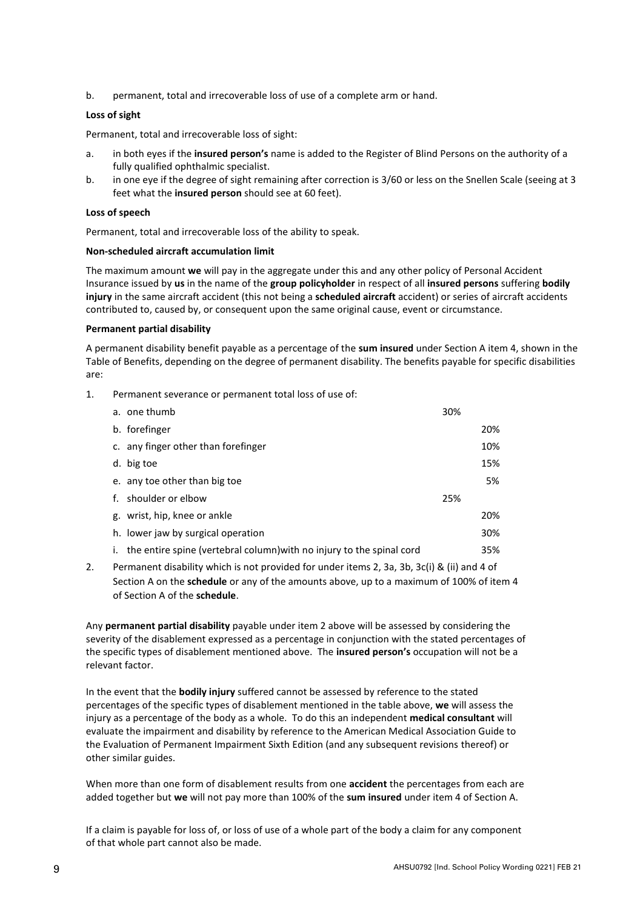b. permanent, total and irrecoverable loss of use of a complete arm or hand.

**Loss of sight**

Permanent, total and irrecoverable loss of sight:

a. in both eyes if the **insured person's** name is added to the Register of Blind Persons on the authority of a fully qualified ophthalmic specialist.
b. in one eye if the degree of sight remaining after correction is 3/60 or less on the Snellen Scale (seeing at 3 feet what the **insured person** should see at 60 feet).

**Loss of speech**

Permanent, total and irrecoverable loss of the ability to speak.

**Non-scheduled aircraft accumulation limit**

The maximum amount **we** will pay in the aggregate under this and any other policy of Personal Accident Insurance issued by **us** in the name of the **group policyholder** in respect of all **insured persons** suffering **bodily injury** in the same aircraft accident (this not being a **scheduled aircraft** accident) or series of aircraft accidents contributed to, caused by, or consequent upon the same original cause, event or circumstance.

**Permanent partial disability**

A permanent disability benefit payable as a percentage of the **sum insured** under Section A item 4, shown in the Table of Benefits, depending on the degree of permanent disability. The benefits payable for specific disabilities are:

1. Permanent severance or permanent total loss of use of:

| | |
|---|---|
| a. one thumb | 30% |
| b. forefinger | 20% |
| c. any finger other than forefinger | 10% |
| d. big toe | 15% |
| e. any toe other than big toe | 5% |
| f. shoulder or elbow | 25% |
| g. wrist, hip, knee or ankle | 20% |
| h. lower jaw by surgical operation | 30% |
| i. the entire spine (vertebral column)with no injury to the spinal cord | 35% |

2. Permanent disability which is not provided for under items 2, 3a, 3b, 3c(i) & (ii) and 4 of Section A on the **schedule** or any of the amounts above, up to a maximum of 100% of item 4 of Section A of the **schedule**.

Any **permanent partial disability** payable under item 2 above will be assessed by considering the severity of the disablement expressed as a percentage in conjunction with the stated percentages of the specific types of disablement mentioned above. The **insured person's** occupation will not be a relevant factor.

In the event that the **bodily injury** suffered cannot be assessed by reference to the stated percentages of the specific types of disablement mentioned in the table above, **we** will assess the injury as a percentage of the body as a whole. To do this an independent **medical consultant** will evaluate the impairment and disability by reference to the American Medical Association Guide to the Evaluation of Permanent Impairment Sixth Edition (and any subsequent revisions thereof) or other similar guides.

When more than one form of disablement results from one **accident** the percentages from each are added together but **we** will not pay more than 100% of the **sum insured** under item 4 of Section A.

If a claim is payable for loss of, or loss of use of a whole part of the body a claim for any component of that whole part cannot also be made.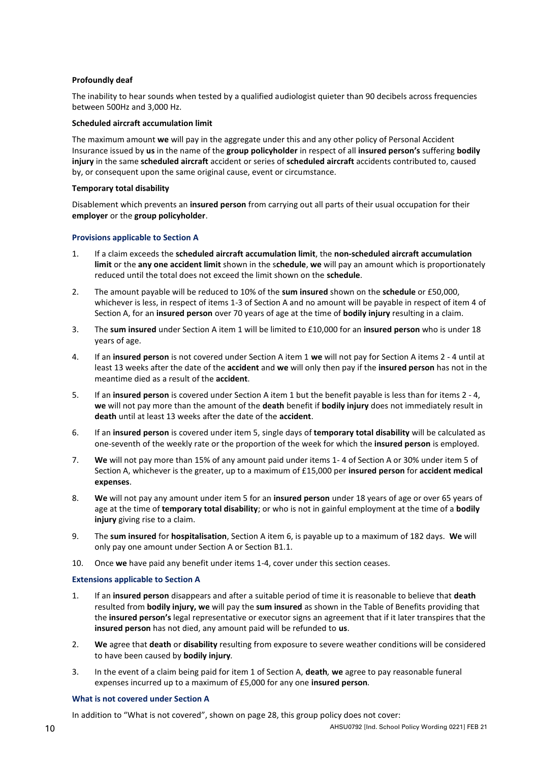**Profoundly deaf**

The inability to hear sounds when tested by a qualified audiologist quieter than 90 decibels across frequencies between 500Hz and 3,000 Hz.

**Scheduled aircraft accumulation limit**

The maximum amount **we** will pay in the aggregate under this and any other policy of Personal Accident Insurance issued by **us** in the name of the **group policyholder** in respect of all **insured person's** suffering **bodily injury** in the same **scheduled aircraft** accident or series of **scheduled aircraft** accidents contributed to, caused by, or consequent upon the same original cause, event or circumstance.

**Temporary total disability**

Disablement which prevents an **insured person** from carrying out all parts of their usual occupation for their **employer** or the **group policyholder**.

### Provisions applicable to Section A

1. If a claim exceeds the **scheduled aircraft accumulation limit**, the **non-scheduled aircraft accumulation limit** or the **any one accident limit** shown in the s**chedule**, **we** will pay an amount which is proportionately reduced until the total does not exceed the limit shown on the **schedule**.
2. The amount payable will be reduced to 10% of the **sum insured** shown on the **schedule** or £50,000, whichever is less, in respect of items 1-3 of Section A and no amount will be payable in respect of item 4 of Section A, for an **insured person** over 70 years of age at the time of **bodily injury** resulting in a claim.
3. The **sum insured** under Section A item 1 will be limited to £10,000 for an **insured person** who is under 18 years of age.
4. If an **insured person** is not covered under Section A item 1 **we** will not pay for Section A items 2 - 4 until at least 13 weeks after the date of the **accident** and **we** will only then pay if the **insured person** has not in the meantime died as a result of the **accident**.
5. If an **insured person** is covered under Section A item 1 but the benefit payable is less than for items 2 - 4, **we** will not pay more than the amount of the **death** benefit if **bodily injury** does not immediately result in **death** until at least 13 weeks after the date of the **accident**.
6. If an **insured person** is covered under item 5, single days of **temporary total disability** will be calculated as one-seventh of the weekly rate or the proportion of the week for which the **insured person** is employed.
7. **We** will not pay more than 15% of any amount paid under items 1- 4 of Section A or 30% under item 5 of Section A, whichever is the greater, up to a maximum of £15,000 per **insured person** for **accident medical expenses**.
8. **We** will not pay any amount under item 5 for an **insured person** under 18 years of age or over 65 years of age at the time of **temporary total disability**; or who is not in gainful employment at the time of a **bodily injury** giving rise to a claim.
9. The **sum insured** for **hospitalisation**, Section A item 6, is payable up to a maximum of 182 days. **We** will only pay one amount under Section A or Section B1.1.
10. Once **we** have paid any benefit under items 1-4, cover under this section ceases.

### Extensions applicable to Section A

1. If an **insured person** disappears and after a suitable period of time it is reasonable to believe that **death** resulted from **bodily injury, we** will pay the **sum insured** as shown in the Table of Benefits providing that the **insured person's** legal representative or executor signs an agreement that if it later transpires that the **insured person** has not died, any amount paid will be refunded to **us**.
2. **We** agree that **death** or **disability** resulting from exposure to severe weather conditions will be considered to have been caused by **bodily injury**.
3. In the event of a claim being paid for item 1 of Section A, **death***,* **we** agree to pay reasonable funeral expenses incurred up to a maximum of £5,000 for any one **insured person**.

### What is not covered under Section A

In addition to "What is not covered", shown on page 28, this group policy does not cover: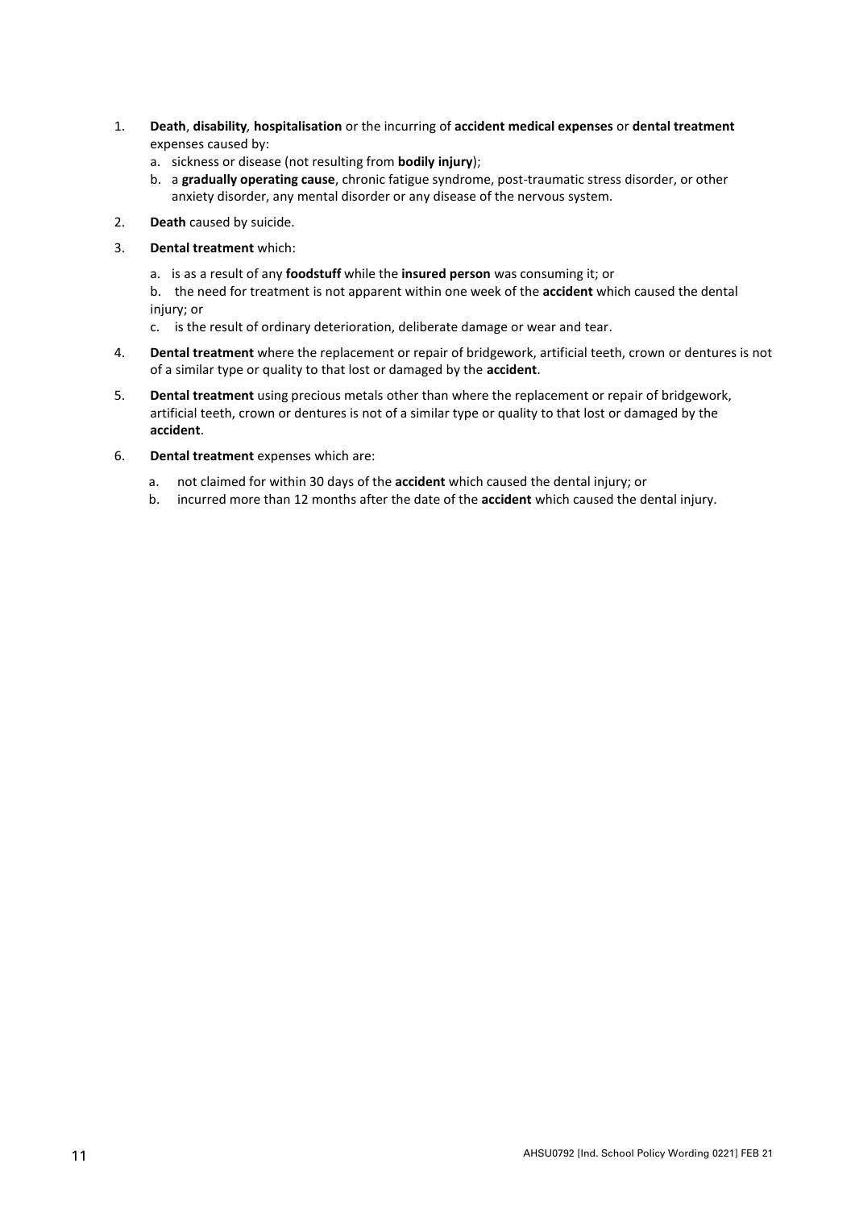1. **Death**, **disability**, **hospitalisation** or the incurring of **accident medical expenses** or **dental treatment** expenses caused by:
    a. sickness or disease (not resulting from **bodily injury**);
    b. a **gradually operating cause**, chronic fatigue syndrome, post-traumatic stress disorder, or other anxiety disorder, any mental disorder or any disease of the nervous system.
2. **Death** caused by suicide.
3. **Dental treatment** which:
    a. is as a result of any **foodstuff** while the **insured person** was consuming it; or
    b. the need for treatment is not apparent within one week of the **accident** which caused the dental injury; or
    c. is the result of ordinary deterioration, deliberate damage or wear and tear.
4. **Dental treatment** where the replacement or repair of bridgework, artificial teeth, crown or dentures is not of a similar type or quality to that lost or damaged by the **accident**.
5. **Dental treatment** using precious metals other than where the replacement or repair of bridgework, artificial teeth, crown or dentures is not of a similar type or quality to that lost or damaged by the **accident**.
6. **Dental treatment** expenses which are:
    a. not claimed for within 30 days of the **accident** which caused the dental injury; or
    b. incurred more than 12 months after the date of the **accident** which caused the dental injury.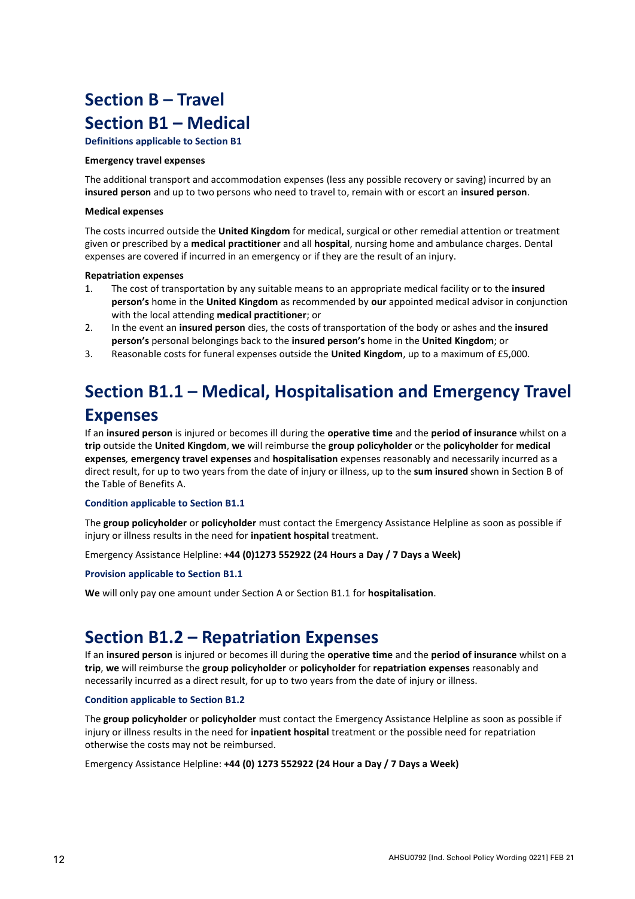# Section B – Travel

# Section B1 – Medical

### Definitions applicable to Section B1

**Emergency travel expenses**

The additional transport and accommodation expenses (less any possible recovery or saving) incurred by an **insured person** and up to two persons who need to travel to, remain with or escort an **insured person**.

**Medical expenses**

The costs incurred outside the **United Kingdom** for medical, surgical or other remedial attention or treatment given or prescribed by a **medical practitioner** and all **hospital**, nursing home and ambulance charges. Dental expenses are covered if incurred in an emergency or if they are the result of an injury.

**Repatriation expenses**

1. The cost of transportation by any suitable means to an appropriate medical facility or to the **insured person's** home in the **United Kingdom** as recommended by **our** appointed medical advisor in conjunction with the local attending **medical practitioner**; or
2. In the event an **insured person** dies, the costs of transportation of the body or ashes and the **insured person's** personal belongings back to the **insured person's** home in the **United Kingdom**; or
3. Reasonable costs for funeral expenses outside the **United Kingdom**, up to a maximum of £5,000.

## Section B1.1 – Medical, Hospitalisation and Emergency Travel Expenses

If an **insured person** is injured or becomes ill during the **operative time** and the **period of insurance** whilst on a **trip** outside the **United Kingdom**, **we** will reimburse the **group policyholder** or the **policyholder** for **medical expenses***,* **emergency travel expenses** and **hospitalisation** expenses reasonably and necessarily incurred as a direct result, for up to two years from the date of injury or illness, up to the **sum insured** shown in Section B of the Table of Benefits A.

### Condition applicable to Section B1.1

The **group policyholder** or **policyholder** must contact the Emergency Assistance Helpline as soon as possible if injury or illness results in the need for **inpatient hospital** treatment.

Emergency Assistance Helpline: **+44 (0)1273 552922 (24 Hours a Day / 7 Days a Week)**

### Provision applicable to Section B1.1

**We** will only pay one amount under Section A or Section B1.1 for **hospitalisation**.

## Section B1.2 – Repatriation Expenses

If an **insured person** is injured or becomes ill during the **operative time** and the **period of insurance** whilst on a **trip**, **we** will reimburse the **group policyholder** or **policyholder** for **repatriation expenses** reasonably and necessarily incurred as a direct result, for up to two years from the date of injury or illness.

### Condition applicable to Section B1.2

The **group policyholder** or **policyholder** must contact the Emergency Assistance Helpline as soon as possible if injury or illness results in the need for **inpatient hospital** treatment or the possible need for repatriation otherwise the costs may not be reimbursed.

Emergency Assistance Helpline: **+44 (0) 1273 552922 (24 Hour a Day / 7 Days a Week)**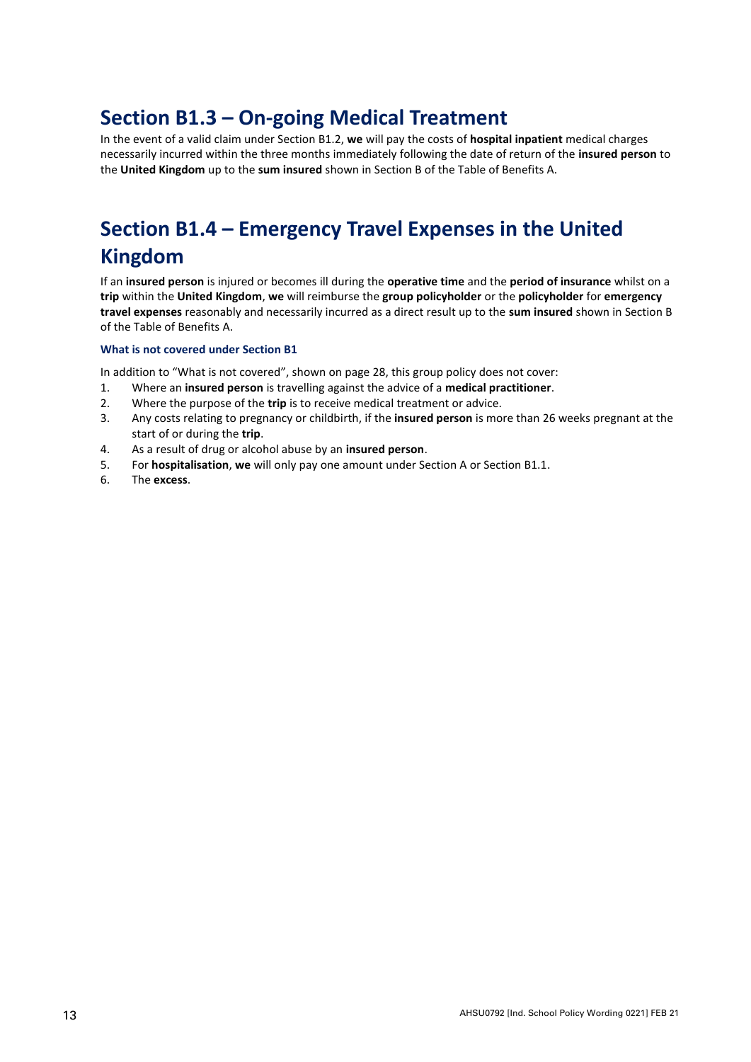## Section B1.3 – On-going Medical Treatment

In the event of a valid claim under Section B1.2, **we** will pay the costs of **hospital inpatient** medical charges necessarily incurred within the three months immediately following the date of return of the **insured person** to the **United Kingdom** up to the **sum insured** shown in Section B of the Table of Benefits A.

## Section B1.4 – Emergency Travel Expenses in the United Kingdom

If an **insured person** is injured or becomes ill during the **operative time** and the **period of insurance** whilst on a **trip** within the **United Kingdom**, **we** will reimburse the **group policyholder** or the **policyholder** for **emergency travel expenses** reasonably and necessarily incurred as a direct result up to the **sum insured** shown in Section B of the Table of Benefits A.

### What is not covered under Section B1

In addition to "What is not covered", shown on page 28, this group policy does not cover:

1. Where an **insured person** is travelling against the advice of a **medical practitioner**.
2. Where the purpose of the **trip** is to receive medical treatment or advice.
3. Any costs relating to pregnancy or childbirth, if the **insured person** is more than 26 weeks pregnant at the start of or during the **trip**.
4. As a result of drug or alcohol abuse by an **insured person**.
5. For **hospitalisation**, **we** will only pay one amount under Section A or Section B1.1.
6. The **excess**.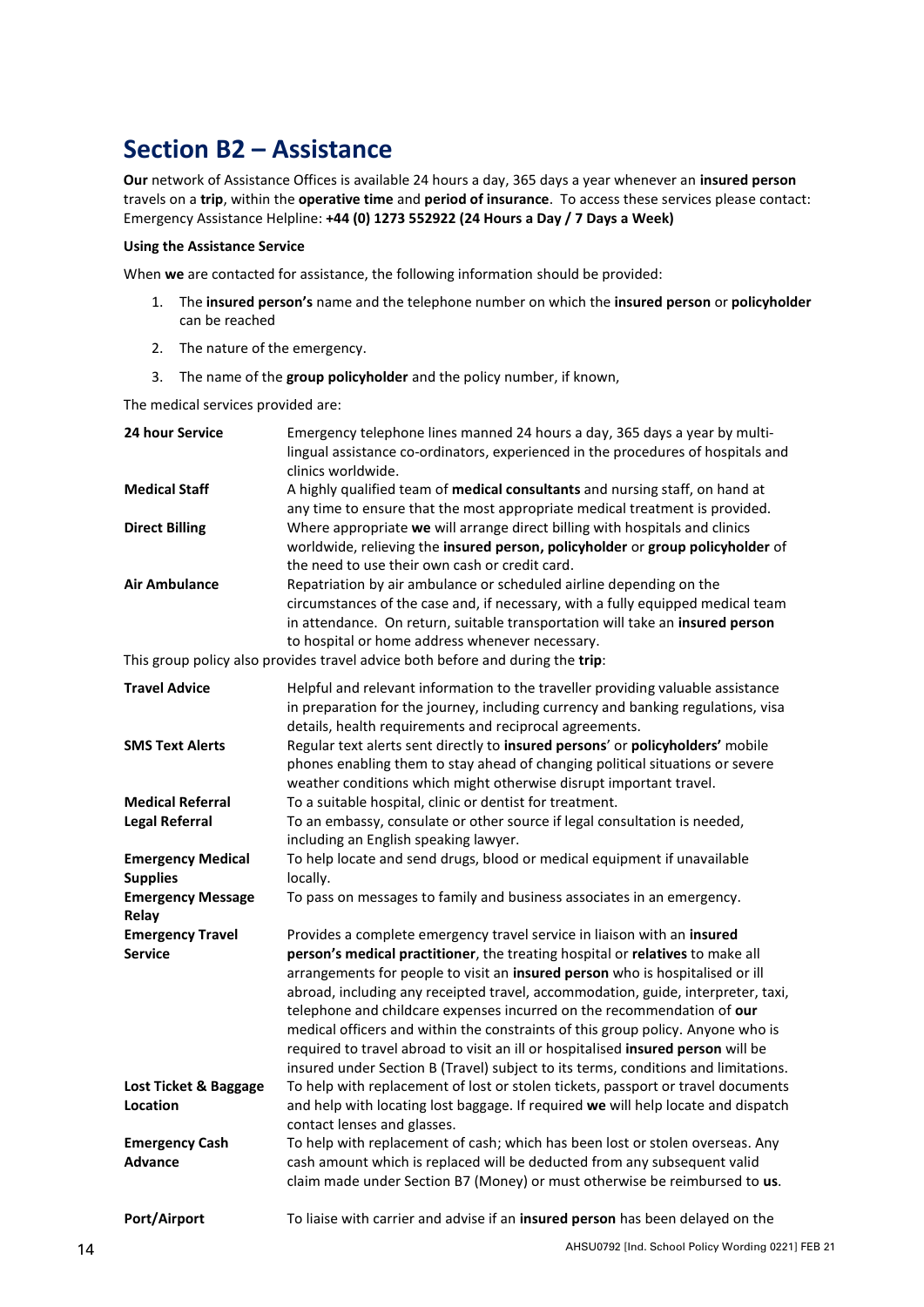# Section B2 – Assistance

**Our** network of Assistance Offices is available 24 hours a day, 365 days a year whenever an **insured person** travels on a **trip**, within the **operative time** and **period of insurance**. To access these services please contact: Emergency Assistance Helpline: **+44 (0) 1273 552922 (24 Hours a Day / 7 Days a Week)**

**Using the Assistance Service**

When **we** are contacted for assistance, the following information should be provided:

1. The **insured person's** name and the telephone number on which the **insured person** or **policyholder** can be reached
2. The nature of the emergency.
3. The name of the **group policyholder** and the policy number, if known,

The medical services provided are:

| | |
|---|---|
| **24 hour Service** | Emergency telephone lines manned 24 hours a day, 365 days a year by multi-lingual assistance co-ordinators, experienced in the procedures of hospitals and clinics worldwide. |
| **Medical Staff** | A highly qualified team of **medical consultants** and nursing staff, on hand at any time to ensure that the most appropriate medical treatment is provided. |
| **Direct Billing** | Where appropriate **we** will arrange direct billing with hospitals and clinics worldwide, relieving the **insured person, policyholder** or **group policyholder** of the need to use their own cash or credit card. |
| **Air Ambulance** | Repatriation by air ambulance or scheduled airline depending on the circumstances of the case and, if necessary, with a fully equipped medical team in attendance. On return, suitable transportation will take an **insured person** to hospital or home address whenever necessary. |

This group policy also provides travel advice both before and during the **trip**:

| | |
|---|---|
| **Travel Advice** | Helpful and relevant information to the traveller providing valuable assistance in preparation for the journey, including currency and banking regulations, visa details, health requirements and reciprocal agreements. |
| **SMS Text Alerts** | Regular text alerts sent directly to **insured persons**' or **policyholders'** mobile phones enabling them to stay ahead of changing political situations or severe weather conditions which might otherwise disrupt important travel. |
| **Medical Referral** | To a suitable hospital, clinic or dentist for treatment. |
| **Legal Referral** | To an embassy, consulate or other source if legal consultation is needed, including an English speaking lawyer. |
| **Emergency Medical Supplies** | To help locate and send drugs, blood or medical equipment if unavailable locally. |
| **Emergency Message Relay** | To pass on messages to family and business associates in an emergency. |
| **Emergency Travel Service** | Provides a complete emergency travel service in liaison with an **insured person's medical practitioner**, the treating hospital or **relatives** to make all arrangements for people to visit an **insured person** who is hospitalised or ill abroad, including any receipted travel, accommodation, guide, interpreter, taxi, telephone and childcare expenses incurred on the recommendation of **our** medical officers and within the constraints of this group policy. Anyone who is required to travel abroad to visit an ill or hospitalised **insured person** will be insured under Section B (Travel) subject to its terms, conditions and limitations. |
| **Lost Ticket & Baggage Location** | To help with replacement of lost or stolen tickets, passport or travel documents and help with locating lost baggage. If required **we** will help locate and dispatch contact lenses and glasses. |
| **Emergency Cash Advance** | To help with replacement of cash; which has been lost or stolen overseas. Any cash amount which is replaced will be deducted from any subsequent valid claim made under Section B7 (Money) or must otherwise be reimbursed to **us**. |
| **Port/Airport** | To liaise with carrier and advise if an **insured person** has been delayed on the |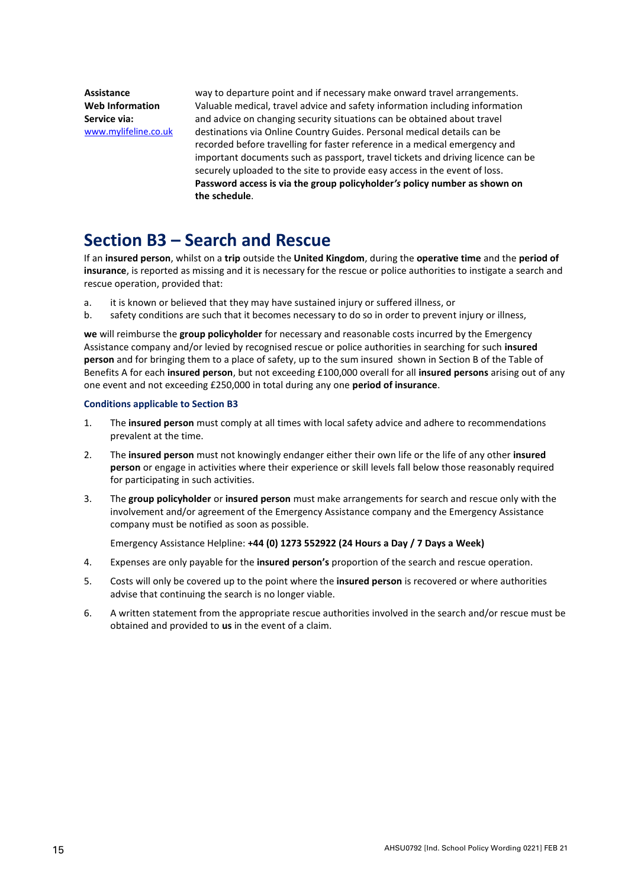**Assistance Web Information Service via:** www.mylifeline.co.uk

way to departure point and if necessary make onward travel arrangements. Valuable medical, travel advice and safety information including information and advice on changing security situations can be obtained about travel destinations via Online Country Guides. Personal medical details can be recorded before travelling for faster reference in a medical emergency and important documents such as passport, travel tickets and driving licence can be securely uploaded to the site to provide easy access in the event of loss. **Password access is via the group policyholder's policy number as shown on the schedule**.

## Section B3 – Search and Rescue

If an **insured person**, whilst on a **trip** outside the **United Kingdom**, during the **operative time** and the **period of insurance**, is reported as missing and it is necessary for the rescue or police authorities to instigate a search and rescue operation, provided that:

a. it is known or believed that they may have sustained injury or suffered illness, or
b. safety conditions are such that it becomes necessary to do so in order to prevent injury or illness,

**we** will reimburse the **group policyholder** for necessary and reasonable costs incurred by the Emergency Assistance company and/or levied by recognised rescue or police authorities in searching for such **insured person** and for bringing them to a place of safety, up to the sum insured shown in Section B of the Table of Benefits A for each **insured person**, but not exceeding £100,000 overall for all **insured persons** arising out of any one event and not exceeding £250,000 in total during any one **period of insurance**.

### Conditions applicable to Section B3

1. The **insured person** must comply at all times with local safety advice and adhere to recommendations prevalent at the time.
2. The **insured person** must not knowingly endanger either their own life or the life of any other **insured person** or engage in activities where their experience or skill levels fall below those reasonably required for participating in such activities.
3. The **group policyholder** or **insured person** must make arrangements for search and rescue only with the involvement and/or agreement of the Emergency Assistance company and the Emergency Assistance company must be notified as soon as possible.

   Emergency Assistance Helpline: **+44 (0) 1273 552922 (24 Hours a Day / 7 Days a Week)**
4. Expenses are only payable for the **insured person's** proportion of the search and rescue operation.
5. Costs will only be covered up to the point where the **insured person** is recovered or where authorities advise that continuing the search is no longer viable.
6. A written statement from the appropriate rescue authorities involved in the search and/or rescue must be obtained and provided to **us** in the event of a claim.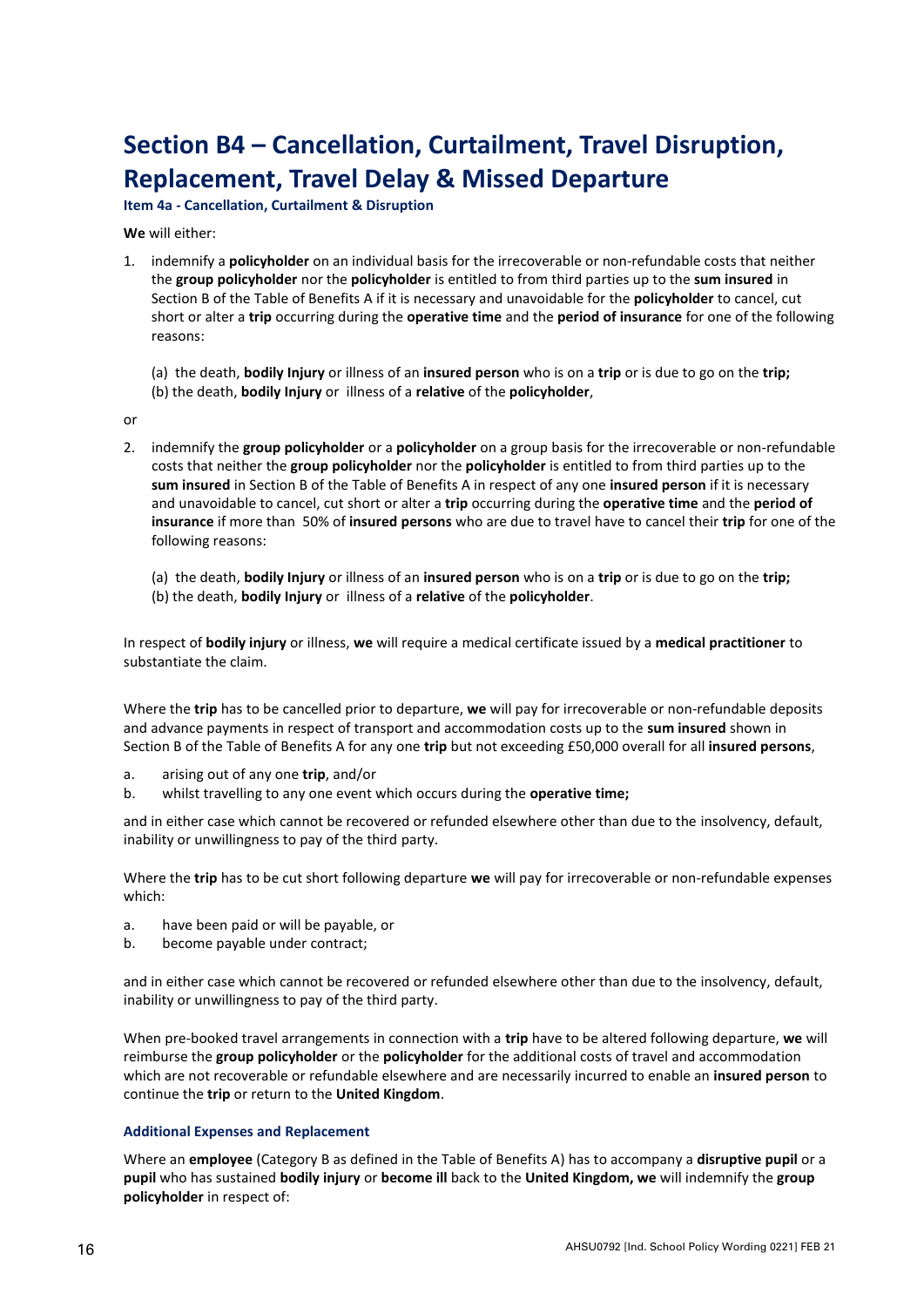# Section B4 – Cancellation, Curtailment, Travel Disruption, Replacement, Travel Delay & Missed Departure

### Item 4a - Cancellation, Curtailment & Disruption

**We** will either:

1. indemnify a **policyholder** on an individual basis for the irrecoverable or non-refundable costs that neither the **group policyholder** nor the **policyholder** is entitled to from third parties up to the **sum insured** in Section B of the Table of Benefits A if it is necessary and unavoidable for the **policyholder** to cancel, cut short or alter a **trip** occurring during the **operative time** and the **period of insurance** for one of the following reasons:

   (a) the death, **bodily Injury** or illness of an **insured person** who is on a **trip** or is due to go on the **trip;**
   (b) the death, **bodily Injury** or illness of a **relative** of the **policyholder**,

or

2. indemnify the **group policyholder** or a **policyholder** on a group basis for the irrecoverable or non-refundable costs that neither the **group policyholder** nor the **policyholder** is entitled to from third parties up to the **sum insured** in Section B of the Table of Benefits A in respect of any one **insured person** if it is necessary and unavoidable to cancel, cut short or alter a **trip** occurring during the **operative time** and the **period of insurance** if more than 50% of **insured persons** who are due to travel have to cancel their **trip** for one of the following reasons:

   (a) the death, **bodily Injury** or illness of an **insured person** who is on a **trip** or is due to go on the **trip;**
   (b) the death, **bodily Injury** or illness of a **relative** of the **policyholder**.

In respect of **bodily injury** or illness, **we** will require a medical certificate issued by a **medical practitioner** to substantiate the claim.

Where the **trip** has to be cancelled prior to departure, **we** will pay for irrecoverable or non-refundable deposits and advance payments in respect of transport and accommodation costs up to the **sum insured** shown in Section B of the Table of Benefits A for any one **trip** but not exceeding £50,000 overall for all **insured persons**,

a. arising out of any one **trip**, and/or
b. whilst travelling to any one event which occurs during the **operative time;**

and in either case which cannot be recovered or refunded elsewhere other than due to the insolvency, default, inability or unwillingness to pay of the third party.

Where the **trip** has to be cut short following departure **we** will pay for irrecoverable or non-refundable expenses which:

a. have been paid or will be payable, or
b. become payable under contract;

and in either case which cannot be recovered or refunded elsewhere other than due to the insolvency, default, inability or unwillingness to pay of the third party.

When pre-booked travel arrangements in connection with a **trip** have to be altered following departure, **we** will reimburse the **group policyholder** or the **policyholder** for the additional costs of travel and accommodation which are not recoverable or refundable elsewhere and are necessarily incurred to enable an **insured person** to continue the **trip** or return to the **United Kingdom**.

### Additional Expenses and Replacement

Where an **employee** (Category B as defined in the Table of Benefits A) has to accompany a **disruptive pupil** or a **pupil** who has sustained **bodily injury** or **become ill** back to the **United Kingdom, we** will indemnify the **group policyholder** in respect of: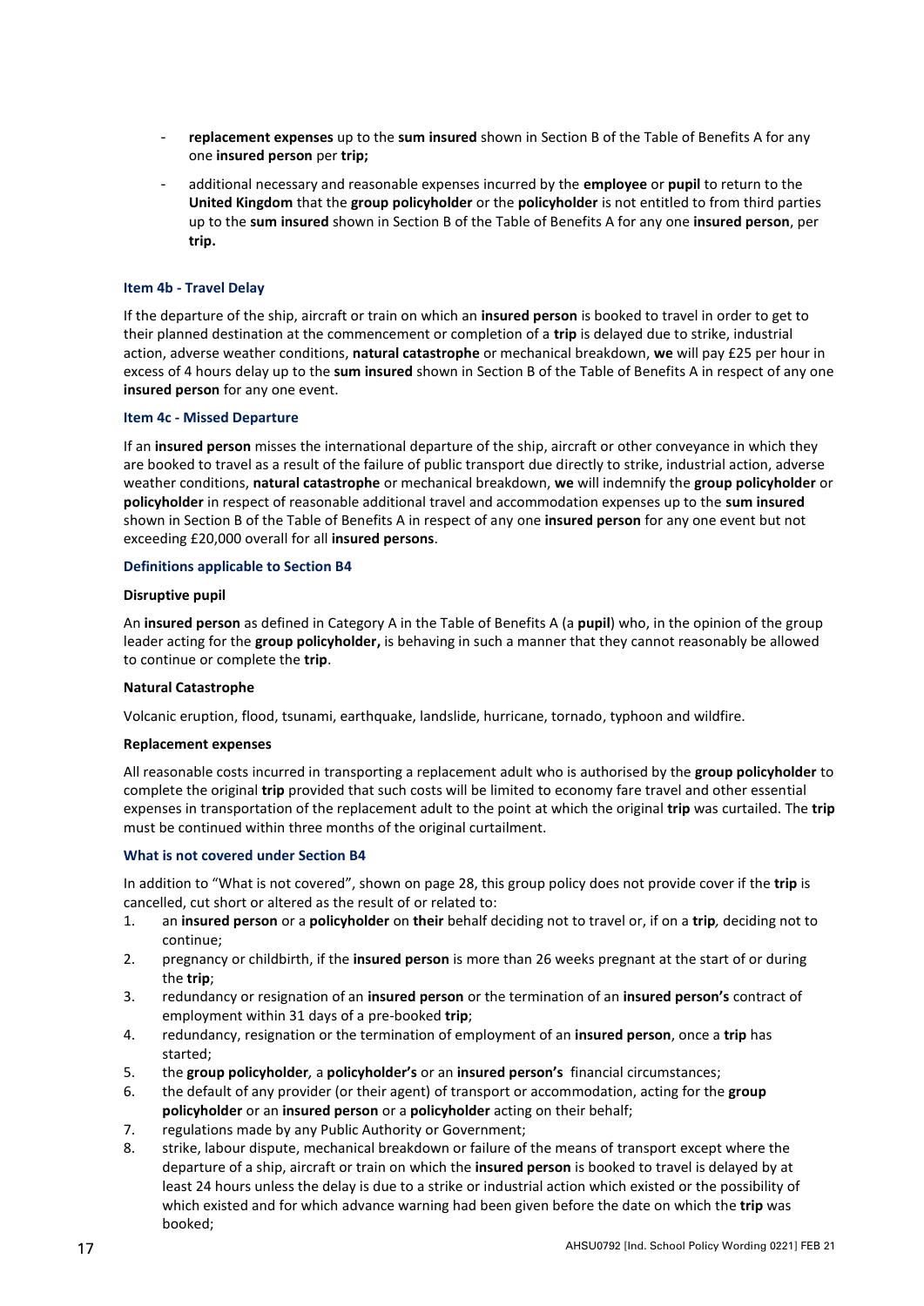- **replacement expenses** up to the **sum insured** shown in Section B of the Table of Benefits A for any one **insured person** per **trip;**
- additional necessary and reasonable expenses incurred by the **employee** or **pupil** to return to the **United Kingdom** that the **group policyholder** or the **policyholder** is not entitled to from third parties up to the **sum insured** shown in Section B of the Table of Benefits A for any one **insured person**, per **trip.**

### Item 4b - Travel Delay

If the departure of the ship, aircraft or train on which an **insured person** is booked to travel in order to get to their planned destination at the commencement or completion of a **trip** is delayed due to strike, industrial action, adverse weather conditions, **natural catastrophe** or mechanical breakdown, **we** will pay £25 per hour in excess of 4 hours delay up to the **sum insured** shown in Section B of the Table of Benefits A in respect of any one **insured person** for any one event.

### Item 4c - Missed Departure

If an **insured person** misses the international departure of the ship, aircraft or other conveyance in which they are booked to travel as a result of the failure of public transport due directly to strike, industrial action, adverse weather conditions, **natural catastrophe** or mechanical breakdown, **we** will indemnify the **group policyholder** or **policyholder** in respect of reasonable additional travel and accommodation expenses up to the **sum insured** shown in Section B of the Table of Benefits A in respect of any one **insured person** for any one event but not exceeding £20,000 overall for all **insured persons**.

### Definitions applicable to Section B4

**Disruptive pupil**

An **insured person** as defined in Category A in the Table of Benefits A (a **pupil**) who, in the opinion of the group leader acting for the **group policyholder,** is behaving in such a manner that they cannot reasonably be allowed to continue or complete the **trip**.

**Natural Catastrophe**

Volcanic eruption, flood, tsunami, earthquake, landslide, hurricane, tornado, typhoon and wildfire.

**Replacement expenses**

All reasonable costs incurred in transporting a replacement adult who is authorised by the **group policyholder** to complete the original **trip** provided that such costs will be limited to economy fare travel and other essential expenses in transportation of the replacement adult to the point at which the original **trip** was curtailed. The **trip** must be continued within three months of the original curtailment.

### What is not covered under Section B4

In addition to "What is not covered", shown on page 28, this group policy does not provide cover if the **trip** is cancelled, cut short or altered as the result of or related to:

1. an **insured person** or a **policyholder** on **their** behalf deciding not to travel or, if on a **trip***,* deciding not to continue;
2. pregnancy or childbirth, if the **insured person** is more than 26 weeks pregnant at the start of or during the **trip**;
3. redundancy or resignation of an **insured person** or the termination of an **insured person's** contract of employment within 31 days of a pre-booked **trip**;
4. redundancy, resignation or the termination of employment of an **insured person**, once a **trip** has started;
5. the **group policyholder***,* a **policyholder's** or an **insured person's** financial circumstances;
6. the default of any provider (or their agent) of transport or accommodation, acting for the **group policyholder** or an **insured person** or a **policyholder** acting on their behalf;
7. regulations made by any Public Authority or Government;
8. strike, labour dispute, mechanical breakdown or failure of the means of transport except where the departure of a ship, aircraft or train on which the **insured person** is booked to travel is delayed by at least 24 hours unless the delay is due to a strike or industrial action which existed or the possibility of which existed and for which advance warning had been given before the date on which the **trip** was booked;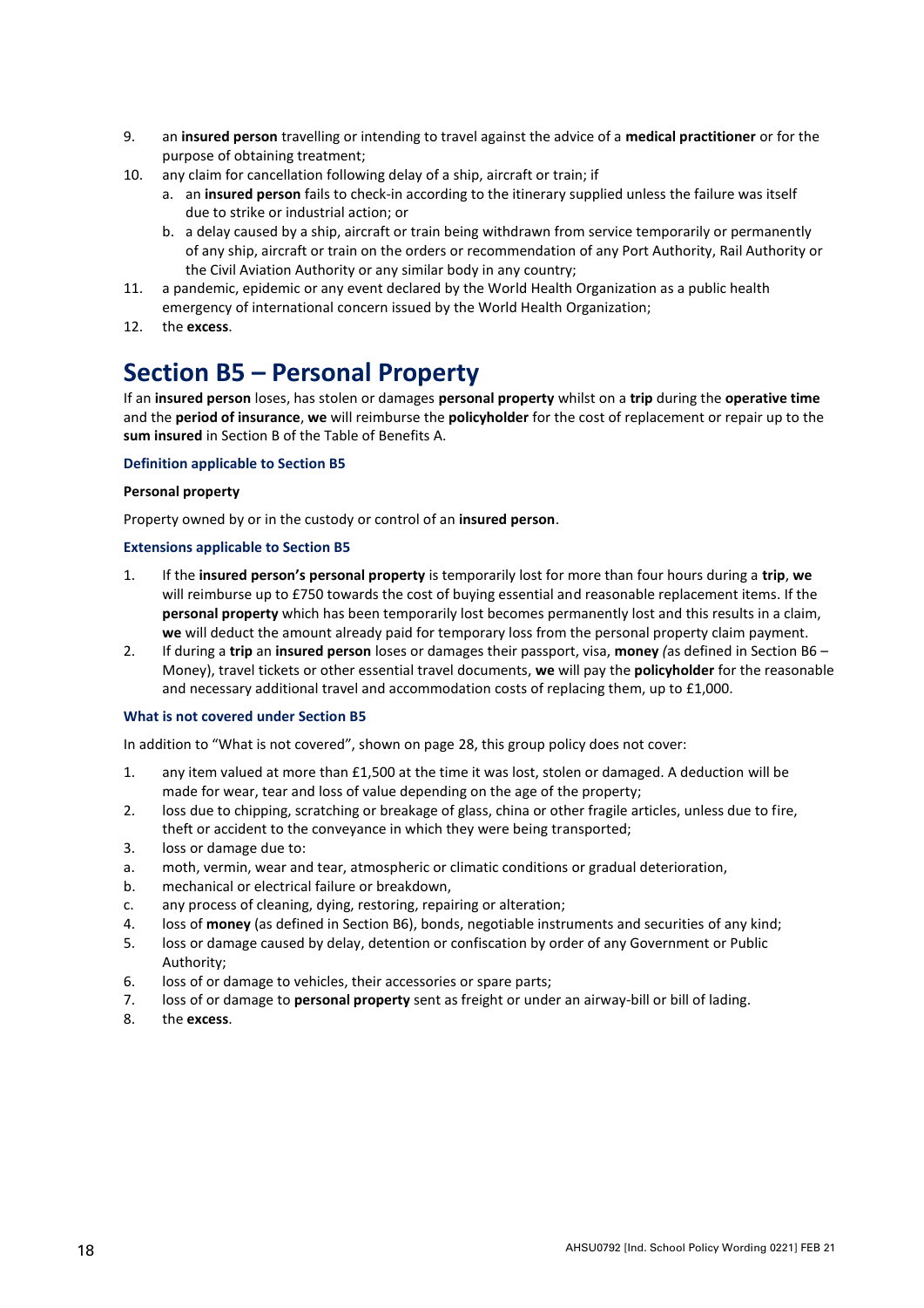9. an **insured person** travelling or intending to travel against the advice of a **medical practitioner** or for the purpose of obtaining treatment;
10. any claim for cancellation following delay of a ship, aircraft or train; if
    a. an **insured person** fails to check-in according to the itinerary supplied unless the failure was itself due to strike or industrial action; or
    b. a delay caused by a ship, aircraft or train being withdrawn from service temporarily or permanently of any ship, aircraft or train on the orders or recommendation of any Port Authority, Rail Authority or the Civil Aviation Authority or any similar body in any country;
11. a pandemic, epidemic or any event declared by the World Health Organization as a public health emergency of international concern issued by the World Health Organization;
12. the **excess**.

# Section B5 – Personal Property

If an **insured person** loses, has stolen or damages **personal property** whilst on a **trip** during the **operative time** and the **period of insurance**, **we** will reimburse the **policyholder** for the cost of replacement or repair up to the **sum insured** in Section B of the Table of Benefits A.

### Definition applicable to Section B5

**Personal property**

Property owned by or in the custody or control of an **insured person**.

### Extensions applicable to Section B5

1. If the **insured person's personal property** is temporarily lost for more than four hours during a **trip**, **we** will reimburse up to £750 towards the cost of buying essential and reasonable replacement items. If the **personal property** which has been temporarily lost becomes permanently lost and this results in a claim, **we** will deduct the amount already paid for temporary loss from the personal property claim payment.
2. If during a **trip** an **insured person** loses or damages their passport, visa, **money** *(*as defined in Section B6 – Money), travel tickets or other essential travel documents, **we** will pay the **policyholder** for the reasonable and necessary additional travel and accommodation costs of replacing them, up to £1,000.

### What is not covered under Section B5

In addition to "What is not covered", shown on page 28, this group policy does not cover:

1. any item valued at more than £1,500 at the time it was lost, stolen or damaged. A deduction will be made for wear, tear and loss of value depending on the age of the property;
2. loss due to chipping, scratching or breakage of glass, china or other fragile articles, unless due to fire, theft or accident to the conveyance in which they were being transported;
3. loss or damage due to:

a. moth, vermin, wear and tear, atmospheric or climatic conditions or gradual deterioration,
b. mechanical or electrical failure or breakdown,
c. any process of cleaning, dying, restoring, repairing or alteration;

4. loss of **money** (as defined in Section B6), bonds, negotiable instruments and securities of any kind;
5. loss or damage caused by delay, detention or confiscation by order of any Government or Public Authority;
6. loss of or damage to vehicles, their accessories or spare parts;
7. loss of or damage to **personal property** sent as freight or under an airway-bill or bill of lading.
8. the **excess**.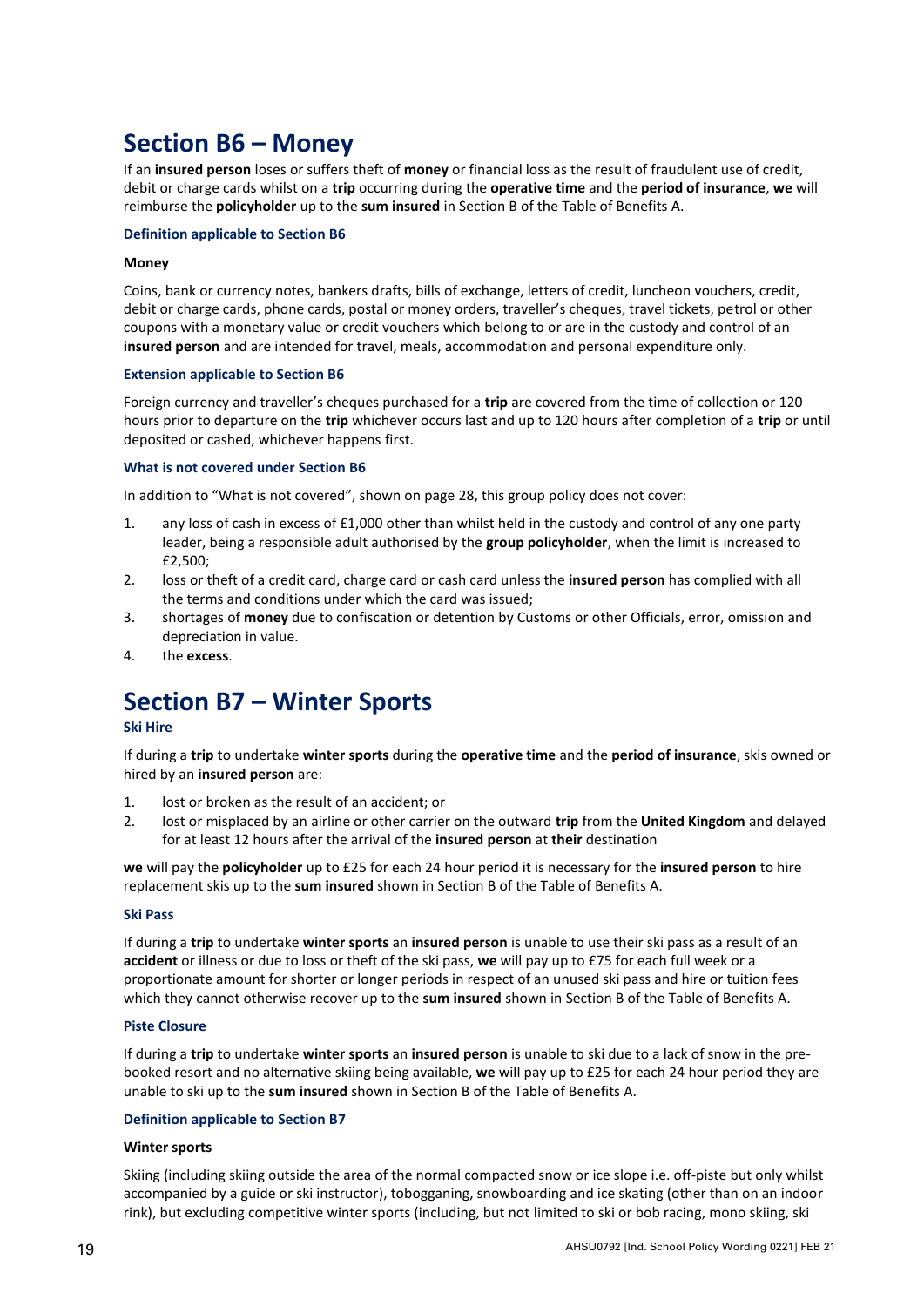## Section B6 – Money

If an **insured person** loses or suffers theft of **money** or financial loss as the result of fraudulent use of credit, debit or charge cards whilst on a **trip** occurring during the **operative time** and the **period of insurance**, **we** will reimburse the **policyholder** up to the **sum insured** in Section B of the Table of Benefits A.

### Definition applicable to Section B6

**Money**

Coins, bank or currency notes, bankers drafts, bills of exchange, letters of credit, luncheon vouchers, credit, debit or charge cards, phone cards, postal or money orders, traveller's cheques, travel tickets, petrol or other coupons with a monetary value or credit vouchers which belong to or are in the custody and control of an **insured person** and are intended for travel, meals, accommodation and personal expenditure only.

### Extension applicable to Section B6

Foreign currency and traveller's cheques purchased for a **trip** are covered from the time of collection or 120 hours prior to departure on the **trip** whichever occurs last and up to 120 hours after completion of a **trip** or until deposited or cashed, whichever happens first.

### What is not covered under Section B6

In addition to "What is not covered", shown on page 28, this group policy does not cover:

1. any loss of cash in excess of £1,000 other than whilst held in the custody and control of any one party leader, being a responsible adult authorised by the **group policyholder**, when the limit is increased to £2,500;
2. loss or theft of a credit card, charge card or cash card unless the **insured person** has complied with all the terms and conditions under which the card was issued;
3. shortages of **money** due to confiscation or detention by Customs or other Officials, error, omission and depreciation in value.
4. the **excess**.

## Section B7 – Winter Sports

### Ski Hire

If during a **trip** to undertake **winter sports** during the **operative time** and the **period of insurance**, skis owned or hired by an **insured person** are:

1. lost or broken as the result of an accident; or
2. lost or misplaced by an airline or other carrier on the outward **trip** from the **United Kingdom** and delayed for at least 12 hours after the arrival of the **insured person** at **their** destination

**we** will pay the **policyholder** up to £25 for each 24 hour period it is necessary for the **insured person** to hire replacement skis up to the **sum insured** shown in Section B of the Table of Benefits A.

### Ski Pass

If during a **trip** to undertake **winter sports** an **insured person** is unable to use their ski pass as a result of an **accident** or illness or due to loss or theft of the ski pass, **we** will pay up to £75 for each full week or a proportionate amount for shorter or longer periods in respect of an unused ski pass and hire or tuition fees which they cannot otherwise recover up to the **sum insured** shown in Section B of the Table of Benefits A.

### Piste Closure

If during a **trip** to undertake **winter sports** an **insured person** is unable to ski due to a lack of snow in the pre-booked resort and no alternative skiing being available, **we** will pay up to £25 for each 24 hour period they are unable to ski up to the **sum insured** shown in Section B of the Table of Benefits A.

### Definition applicable to Section B7

**Winter sports**

Skiing (including skiing outside the area of the normal compacted snow or ice slope i.e. off-piste but only whilst accompanied by a guide or ski instructor), tobogganing, snowboarding and ice skating (other than on an indoor rink), but excluding competitive winter sports (including, but not limited to ski or bob racing, mono skiing, ski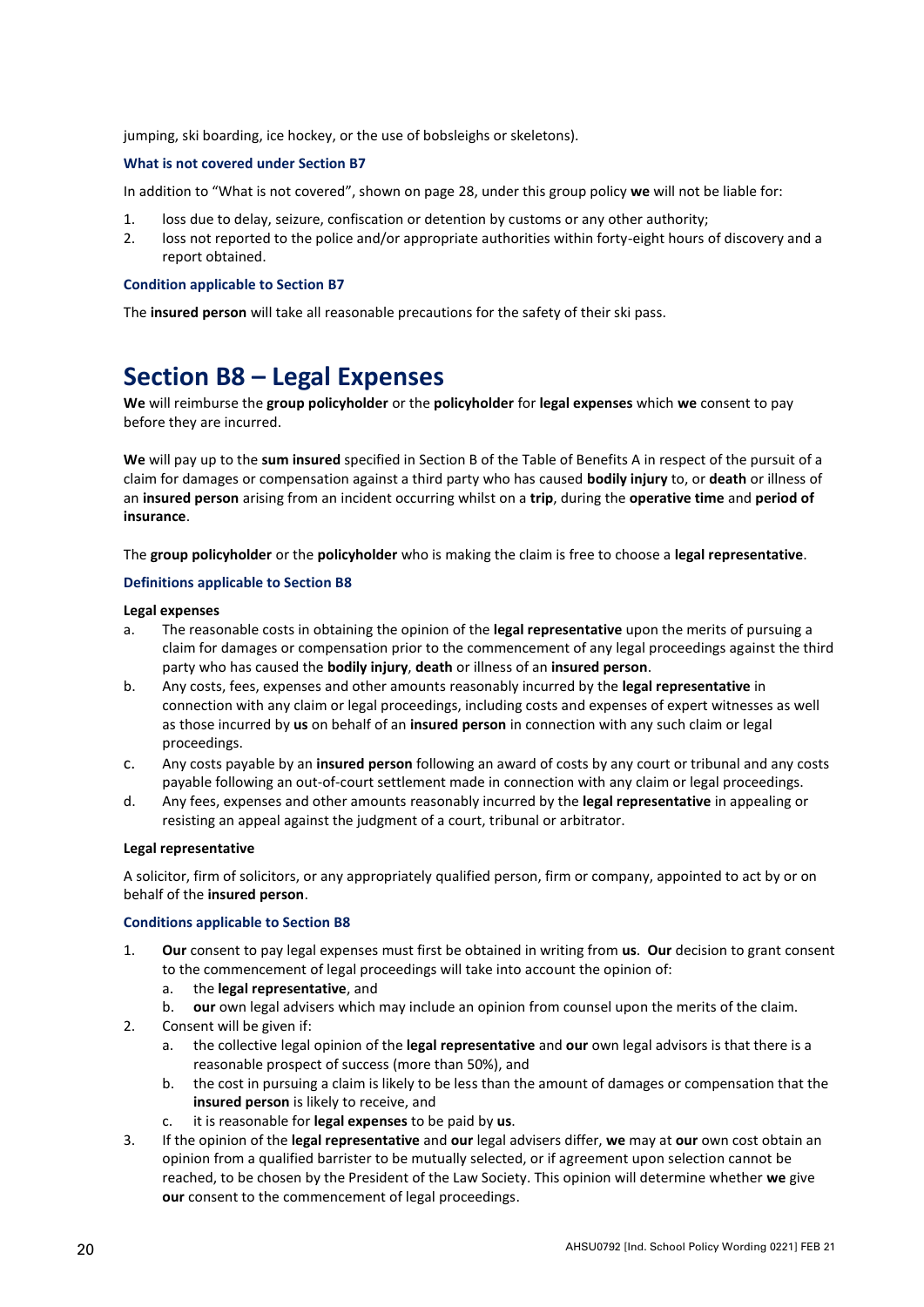jumping, ski boarding, ice hockey, or the use of bobsleighs or skeletons).

### What is not covered under Section B7

In addition to "What is not covered", shown on page 28, under this group policy **we** will not be liable for:

1. loss due to delay, seizure, confiscation or detention by customs or any other authority;
2. loss not reported to the police and/or appropriate authorities within forty-eight hours of discovery and a report obtained.

### Condition applicable to Section B7

The **insured person** will take all reasonable precautions for the safety of their ski pass.

## Section B8 – Legal Expenses

**We** will reimburse the **group policyholder** or the **policyholder** for **legal expenses** which **we** consent to pay before they are incurred.

**We** will pay up to the **sum insured** specified in Section B of the Table of Benefits A in respect of the pursuit of a claim for damages or compensation against a third party who has caused **bodily injury** to, or **death** or illness of an **insured person** arising from an incident occurring whilst on a **trip**, during the **operative time** and **period of insurance**.

The **group policyholder** or the **policyholder** who is making the claim is free to choose a **legal representative**.

### Definitions applicable to Section B8

**Legal expenses**

a. The reasonable costs in obtaining the opinion of the **legal representative** upon the merits of pursuing a claim for damages or compensation prior to the commencement of any legal proceedings against the third party who has caused the **bodily injury**, **death** or illness of an **insured person**.
b. Any costs, fees, expenses and other amounts reasonably incurred by the **legal representative** in connection with any claim or legal proceedings, including costs and expenses of expert witnesses as well as those incurred by **us** on behalf of an **insured person** in connection with any such claim or legal proceedings.
c. Any costs payable by an **insured person** following an award of costs by any court or tribunal and any costs payable following an out-of-court settlement made in connection with any claim or legal proceedings.
d. Any fees, expenses and other amounts reasonably incurred by the **legal representative** in appealing or resisting an appeal against the judgment of a court, tribunal or arbitrator.

**Legal representative**

A solicitor, firm of solicitors, or any appropriately qualified person, firm or company, appointed to act by or on behalf of the **insured person**.

### Conditions applicable to Section B8

1. **Our** consent to pay legal expenses must first be obtained in writing from **us**. **Our** decision to grant consent to the commencement of legal proceedings will take into account the opinion of:
   a. the **legal representative**, and
   b. **our** own legal advisers which may include an opinion from counsel upon the merits of the claim.
2. Consent will be given if:
   a. the collective legal opinion of the **legal representative** and **our** own legal advisors is that there is a reasonable prospect of success (more than 50%), and
   b. the cost in pursuing a claim is likely to be less than the amount of damages or compensation that the **insured person** is likely to receive, and
   c. it is reasonable for **legal expenses** to be paid by **us**.
3. If the opinion of the **legal representative** and **our** legal advisers differ, **we** may at **our** own cost obtain an opinion from a qualified barrister to be mutually selected, or if agreement upon selection cannot be reached, to be chosen by the President of the Law Society. This opinion will determine whether **we** give **our** consent to the commencement of legal proceedings.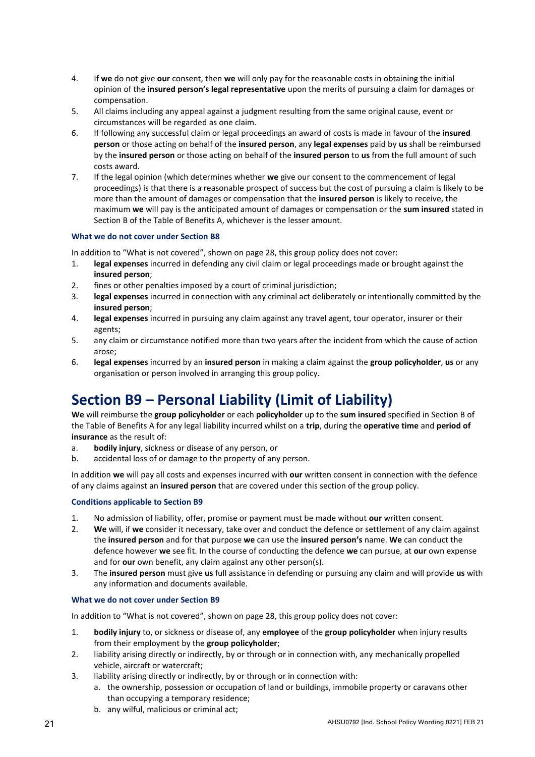4. If **we** do not give **our** consent, then **we** will only pay for the reasonable costs in obtaining the initial opinion of the **insured person's legal representative** upon the merits of pursuing a claim for damages or compensation.
5. All claims including any appeal against a judgment resulting from the same original cause, event or circumstances will be regarded as one claim.
6. If following any successful claim or legal proceedings an award of costs is made in favour of the **insured person** or those acting on behalf of the **insured person**, any **legal expenses** paid by **us** shall be reimbursed by the **insured person** or those acting on behalf of the **insured person** to **us** from the full amount of such costs award.
7. If the legal opinion (which determines whether **we** give our consent to the commencement of legal proceedings) is that there is a reasonable prospect of success but the cost of pursuing a claim is likely to be more than the amount of damages or compensation that the **insured person** is likely to receive, the maximum **we** will pay is the anticipated amount of damages or compensation or the **sum insured** stated in Section B of the Table of Benefits A, whichever is the lesser amount.

### What we do not cover under Section B8

In addition to "What is not covered", shown on page 28, this group policy does not cover:

1. **legal expenses** incurred in defending any civil claim or legal proceedings made or brought against the **insured person**;
2. fines or other penalties imposed by a court of criminal jurisdiction;
3. **legal expenses** incurred in connection with any criminal act deliberately or intentionally committed by the **insured person**;
4. **legal expenses** incurred in pursuing any claim against any travel agent, tour operator, insurer or their agents;
5. any claim or circumstance notified more than two years after the incident from which the cause of action arose;
6. **legal expenses** incurred by an **insured person** in making a claim against the **group policyholder**, **us** or any organisation or person involved in arranging this group policy.

## Section B9 – Personal Liability (Limit of Liability)

**We** will reimburse the **group policyholder** or each **policyholder** up to the **sum insured** specified in Section B of the Table of Benefits A for any legal liability incurred whilst on a **trip**, during the **operative time** and **period of insurance** as the result of:

a. **bodily injury**, sickness or disease of any person, or
b. accidental loss of or damage to the property of any person.

In addition **we** will pay all costs and expenses incurred with **our** written consent in connection with the defence of any claims against an **insured person** that are covered under this section of the group policy.

### Conditions applicable to Section B9

1. No admission of liability, offer, promise or payment must be made without **our** written consent.
2. **We** will, if **we** consider it necessary, take over and conduct the defence or settlement of any claim against the **insured person** and for that purpose **we** can use the **insured person's** name. **We** can conduct the defence however **we** see fit. In the course of conducting the defence **we** can pursue, at **our** own expense and for **our** own benefit, any claim against any other person(s).
3. The **insured person** must give **us** full assistance in defending or pursuing any claim and will provide **us** with any information and documents available.

### What we do not cover under Section B9

In addition to "What is not covered", shown on page 28, this group policy does not cover:

1. **bodily injury** to, or sickness or disease of, any **employee** of the **group policyholder** when injury results from their employment by the **group policyholder**;
2. liability arising directly or indirectly, by or through or in connection with, any mechanically propelled vehicle, aircraft or watercraft;
3. liability arising directly or indirectly, by or through or in connection with:
   a. the ownership, possession or occupation of land or buildings, immobile property or caravans other than occupying a temporary residence;
   b. any wilful, malicious or criminal act;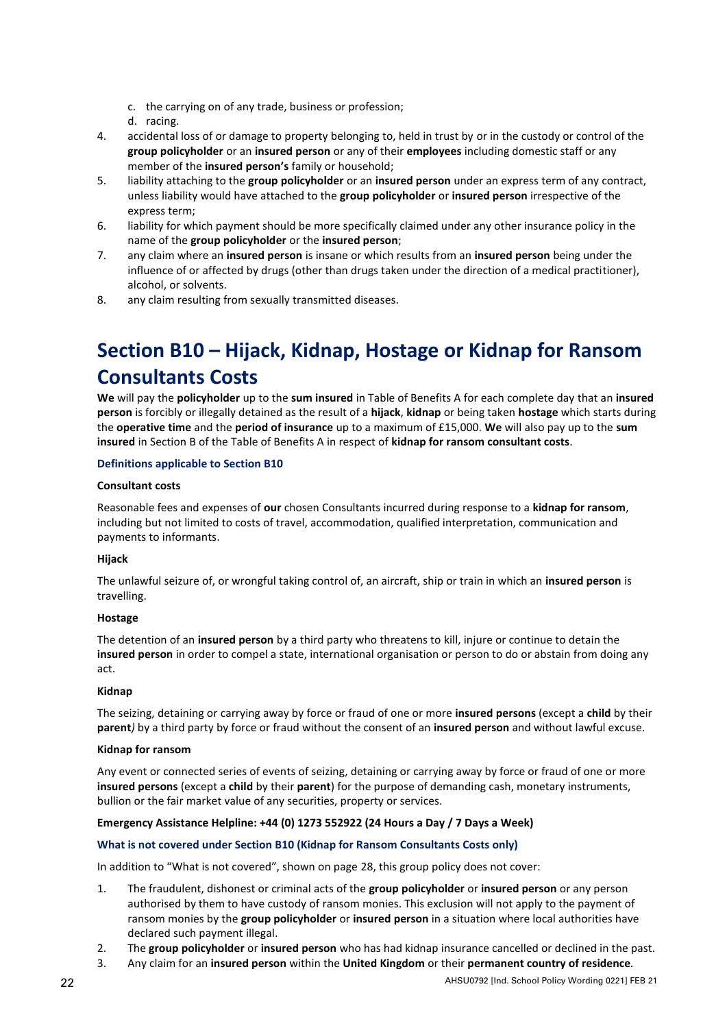c. the carrying on of any trade, business or profession;
d. racing.

4. accidental loss of or damage to property belonging to, held in trust by or in the custody or control of the **group policyholder** or an **insured person** or any of their **employees** including domestic staff or any member of the **insured person's** family or household;
5. liability attaching to the **group policyholder** or an **insured person** under an express term of any contract, unless liability would have attached to the **group policyholder** or **insured person** irrespective of the express term;
6. liability for which payment should be more specifically claimed under any other insurance policy in the name of the **group policyholder** or the **insured person**;
7. any claim where an **insured person** is insane or which results from an **insured person** being under the influence of or affected by drugs (other than drugs taken under the direction of a medical practitioner), alcohol, or solvents.
8. any claim resulting from sexually transmitted diseases.

# Section B10 – Hijack, Kidnap, Hostage or Kidnap for Ransom Consultants Costs

**We** will pay the **policyholder** up to the **sum insured** in Table of Benefits A for each complete day that an **insured person** is forcibly or illegally detained as the result of a **hijack**, **kidnap** or being taken **hostage** which starts during the **operative time** and the **period of insurance** up to a maximum of £15,000. **We** will also pay up to the **sum insured** in Section B of the Table of Benefits A in respect of **kidnap for ransom consultant costs**.

### Definitions applicable to Section B10

**Consultant costs**

Reasonable fees and expenses of **our** chosen Consultants incurred during response to a **kidnap for ransom**, including but not limited to costs of travel, accommodation, qualified interpretation, communication and payments to informants.

**Hijack**

The unlawful seizure of, or wrongful taking control of, an aircraft, ship or train in which an **insured person** is travelling.

**Hostage**

The detention of an **insured person** by a third party who threatens to kill, injure or continue to detain the **insured person** in order to compel a state, international organisation or person to do or abstain from doing any act.

**Kidnap**

The seizing, detaining or carrying away by force or fraud of one or more **insured persons** (except a **child** by their **parent***)* by a third party by force or fraud without the consent of an **insured person** and without lawful excuse.

**Kidnap for ransom**

Any event or connected series of events of seizing, detaining or carrying away by force or fraud of one or more **insured persons** (except a **child** by their **parent**) for the purpose of demanding cash, monetary instruments, bullion or the fair market value of any securities, property or services.

**Emergency Assistance Helpline: +44 (0) 1273 552922 (24 Hours a Day / 7 Days a Week)**

### What is not covered under Section B10 (Kidnap for Ransom Consultants Costs only)

In addition to "What is not covered", shown on page 28, this group policy does not cover:

1. The fraudulent, dishonest or criminal acts of the **group policyholder** or **insured person** or any person authorised by them to have custody of ransom monies. This exclusion will not apply to the payment of ransom monies by the **group policyholder** or **insured person** in a situation where local authorities have declared such payment illegal.
2. The **group policyholder** or **insured person** who has had kidnap insurance cancelled or declined in the past.
3. Any claim for an **insured person** within the **United Kingdom** or their **permanent country of residence**.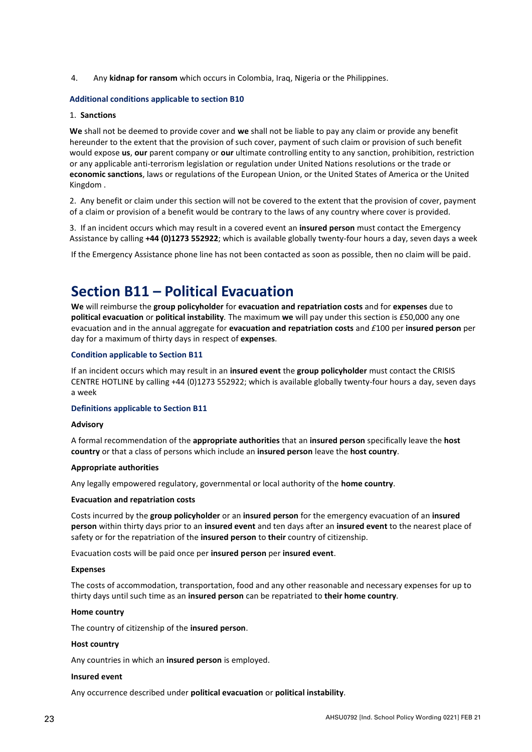4. Any **kidnap for ransom** which occurs in Colombia, Iraq, Nigeria or the Philippines.

### Additional conditions applicable to section B10

1. **Sanctions**

**We** shall not be deemed to provide cover and **we** shall not be liable to pay any claim or provide any benefit hereunder to the extent that the provision of such cover, payment of such claim or provision of such benefit would expose **us**, **our** parent company or **our** ultimate controlling entity to any sanction, prohibition, restriction or any applicable anti-terrorism legislation or regulation under United Nations resolutions or the trade or **economic sanctions**, laws or regulations of the European Union, or the United States of America or the United Kingdom .

2. Any benefit or claim under this section will not be covered to the extent that the provision of cover, payment of a claim or provision of a benefit would be contrary to the laws of any country where cover is provided.

3. If an incident occurs which may result in a covered event an **insured person** must contact the Emergency Assistance by calling **+44 (0)1273 552922**; which is available globally twenty-four hours a day, seven days a week

If the Emergency Assistance phone line has not been contacted as soon as possible, then no claim will be paid.

# Section B11 – Political Evacuation

**We** will reimburse the **group policyholder** for **evacuation and repatriation costs** and for **expenses** due to **political evacuation** or **political instability**. The maximum **we** will pay under this section is £50,000 any one evacuation and in the annual aggregate for **evacuation and repatriation costs** and £100 per **insured person** per day for a maximum of thirty days in respect of **expenses**.

### Condition applicable to Section B11

If an incident occurs which may result in an **insured event** the **group policyholder** must contact the CRISIS CENTRE HOTLINE by calling +44 (0)1273 552922; which is available globally twenty-four hours a day, seven days a week

### Definitions applicable to Section B11

**Advisory**

A formal recommendation of the **appropriate authorities** that an **insured person** specifically leave the **host country** or that a class of persons which include an **insured person** leave the **host country**.

**Appropriate authorities**

Any legally empowered regulatory, governmental or local authority of the **home country**.

**Evacuation and repatriation costs**

Costs incurred by the **group policyholder** or an **insured person** for the emergency evacuation of an **insured person** within thirty days prior to an **insured event** and ten days after an **insured event** to the nearest place of safety or for the repatriation of the **insured person** to **their** country of citizenship.

Evacuation costs will be paid once per **insured person** per **insured event**.

**Expenses**

The costs of accommodation, transportation, food and any other reasonable and necessary expenses for up to thirty days until such time as an **insured person** can be repatriated to **their home country**.

**Home country**

The country of citizenship of the **insured person**.

**Host country**

Any countries in which an **insured person** is employed.

**Insured event**

Any occurrence described under **political evacuation** or **political instability**.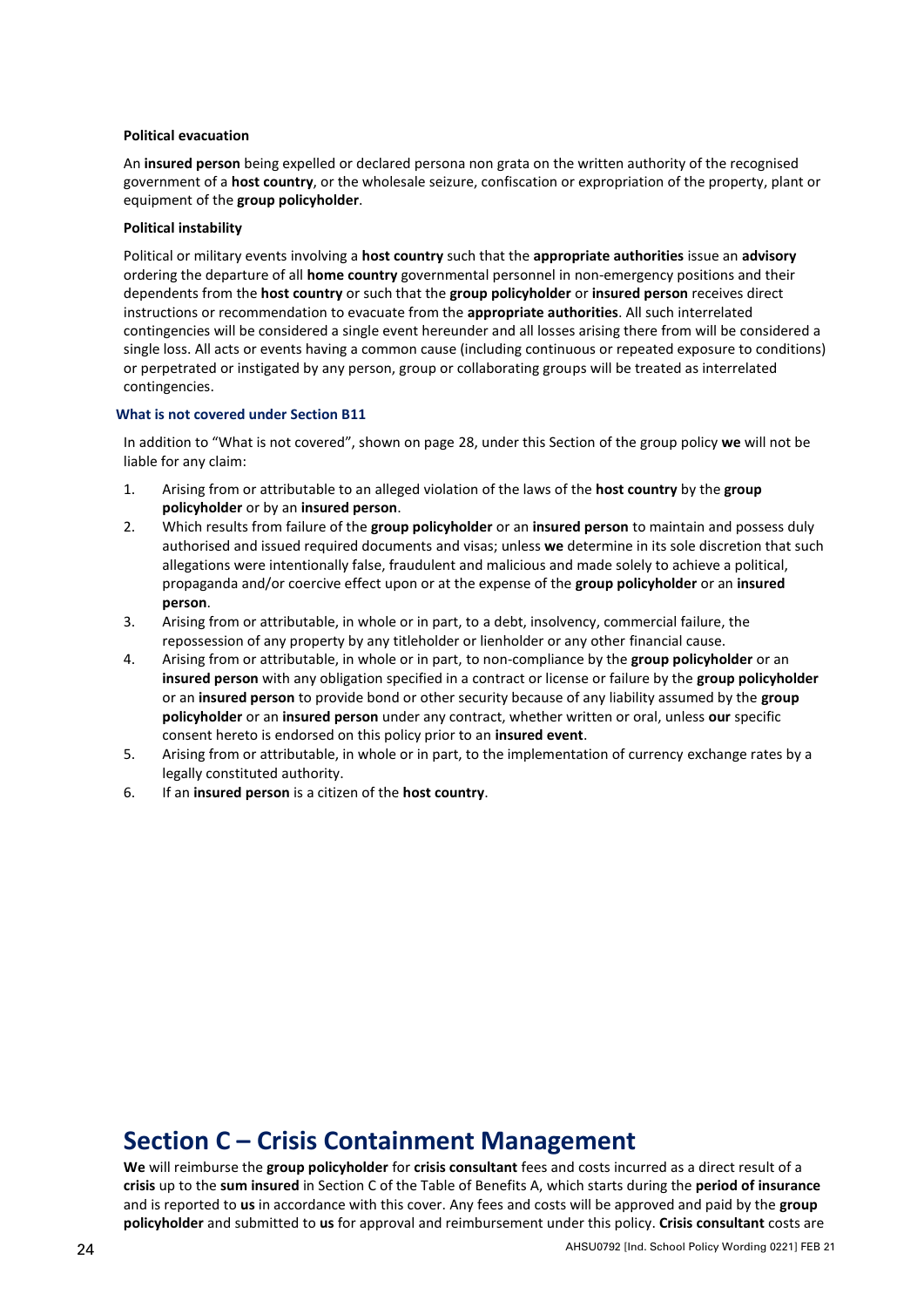**Political evacuation**

An **insured person** being expelled or declared persona non grata on the written authority of the recognised government of a **host country**, or the wholesale seizure, confiscation or expropriation of the property, plant or equipment of the **group policyholder**.

**Political instability**

Political or military events involving a **host country** such that the **appropriate authorities** issue an **advisory** ordering the departure of all **home country** governmental personnel in non-emergency positions and their dependents from the **host country** or such that the **group policyholder** or **insured person** receives direct instructions or recommendation to evacuate from the **appropriate authorities**. All such interrelated contingencies will be considered a single event hereunder and all losses arising there from will be considered a single loss. All acts or events having a common cause (including continuous or repeated exposure to conditions) or perpetrated or instigated by any person, group or collaborating groups will be treated as interrelated contingencies.

**What is not covered under Section B11**

In addition to "What is not covered", shown on page 28, under this Section of the group policy **we** will not be liable for any claim:

1. Arising from or attributable to an alleged violation of the laws of the **host country** by the **group policyholder** or by an **insured person**.
2. Which results from failure of the **group policyholder** or an **insured person** to maintain and possess duly authorised and issued required documents and visas; unless **we** determine in its sole discretion that such allegations were intentionally false, fraudulent and malicious and made solely to achieve a political, propaganda and/or coercive effect upon or at the expense of the **group policyholder** or an **insured person**.
3. Arising from or attributable, in whole or in part, to a debt, insolvency, commercial failure, the repossession of any property by any titleholder or lienholder or any other financial cause.
4. Arising from or attributable, in whole or in part, to non-compliance by the **group policyholder** or an **insured person** with any obligation specified in a contract or license or failure by the **group policyholder** or an **insured person** to provide bond or other security because of any liability assumed by the **group policyholder** or an **insured person** under any contract, whether written or oral, unless **our** specific consent hereto is endorsed on this policy prior to an **insured event**.
5. Arising from or attributable, in whole or in part, to the implementation of currency exchange rates by a legally constituted authority.
6. If an **insured person** is a citizen of the **host country**.

# Section C – Crisis Containment Management

**We** will reimburse the **group policyholder** for **crisis consultant** fees and costs incurred as a direct result of a **crisis** up to the **sum insured** in Section C of the Table of Benefits A, which starts during the **period of insurance** and is reported to **us** in accordance with this cover. Any fees and costs will be approved and paid by the **group policyholder** and submitted to **us** for approval and reimbursement under this policy. **Crisis consultant** costs are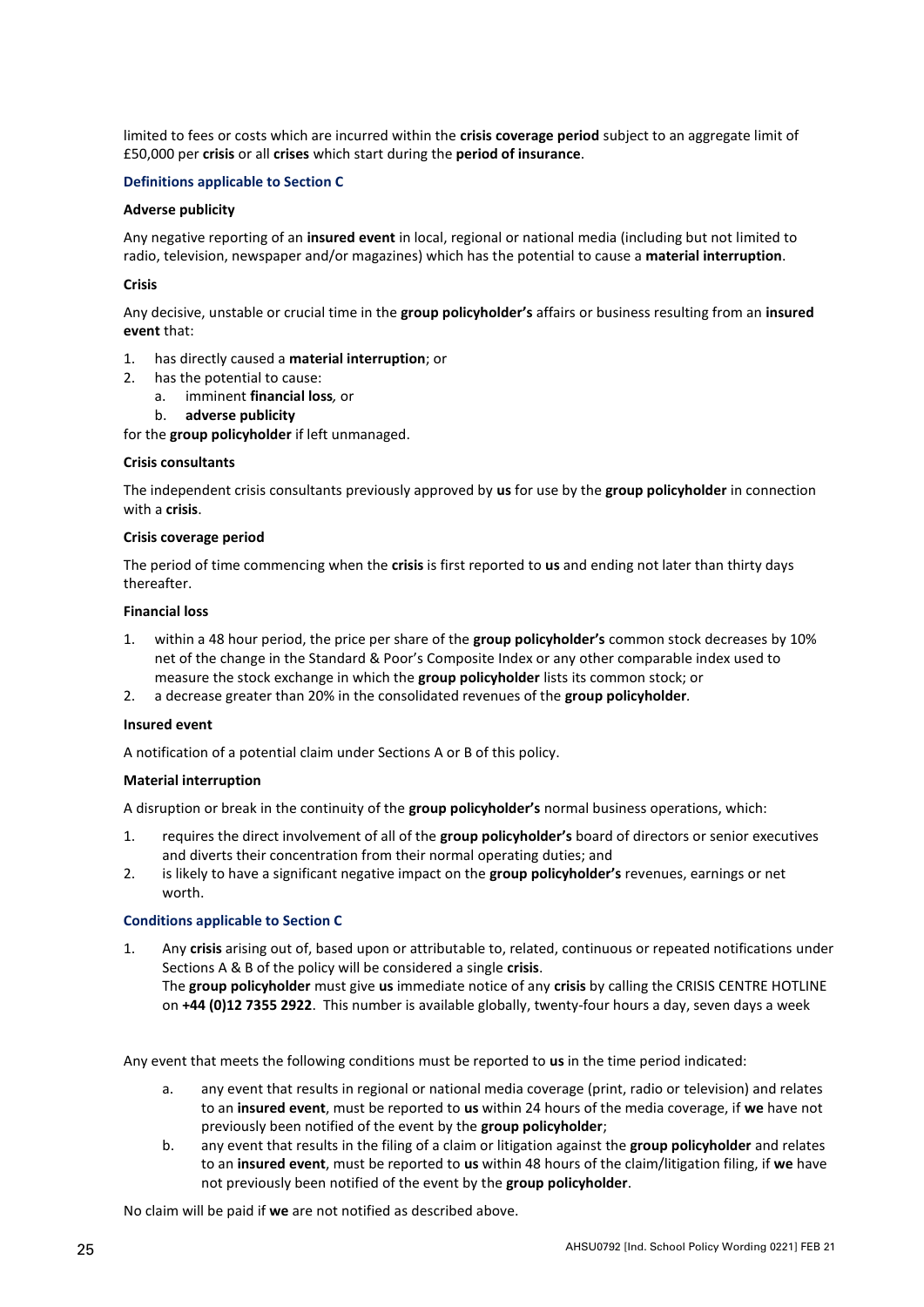limited to fees or costs which are incurred within the **crisis coverage period** subject to an aggregate limit of £50,000 per **crisis** or all **crises** which start during the **period of insurance**.

### Definitions applicable to Section C

**Adverse publicity**

Any negative reporting of an **insured event** in local, regional or national media (including but not limited to radio, television, newspaper and/or magazines) which has the potential to cause a **material interruption**.

**Crisis**

Any decisive, unstable or crucial time in the **group policyholder's** affairs or business resulting from an **insured event** that:

1. has directly caused a **material interruption**; or
2. has the potential to cause:
   a. imminent **financial loss***,* or
   b. **adverse publicity**

for the **group policyholder** if left unmanaged.

**Crisis consultants**

The independent crisis consultants previously approved by **us** for use by the **group policyholder** in connection with a **crisis**.

**Crisis coverage period**

The period of time commencing when the **crisis** is first reported to **us** and ending not later than thirty days thereafter.

**Financial loss**

1. within a 48 hour period, the price per share of the **group policyholder's** common stock decreases by 10% net of the change in the Standard & Poor's Composite Index or any other comparable index used to measure the stock exchange in which the **group policyholder** lists its common stock; or
2. a decrease greater than 20% in the consolidated revenues of the **group policyholder**.

**Insured event**

A notification of a potential claim under Sections A or B of this policy.

**Material interruption**

A disruption or break in the continuity of the **group policyholder's** normal business operations, which:

1. requires the direct involvement of all of the **group policyholder's** board of directors or senior executives and diverts their concentration from their normal operating duties; and
2. is likely to have a significant negative impact on the **group policyholder's** revenues, earnings or net worth.

### Conditions applicable to Section C

1. Any **crisis** arising out of, based upon or attributable to, related, continuous or repeated notifications under Sections A & B of the policy will be considered a single **crisis**.
   The **group policyholder** must give **us** immediate notice of any **crisis** by calling the CRISIS CENTRE HOTLINE on **+44 (0)12 7355 2922**. This number is available globally, twenty-four hours a day, seven days a week

Any event that meets the following conditions must be reported to **us** in the time period indicated:

a. any event that results in regional or national media coverage (print, radio or television) and relates to an **insured event**, must be reported to **us** within 24 hours of the media coverage, if **we** have not previously been notified of the event by the **group policyholder**;
b. any event that results in the filing of a claim or litigation against the **group policyholder** and relates to an **insured event**, must be reported to **us** within 48 hours of the claim/litigation filing, if **we** have not previously been notified of the event by the **group policyholder**.

No claim will be paid if **we** are not notified as described above.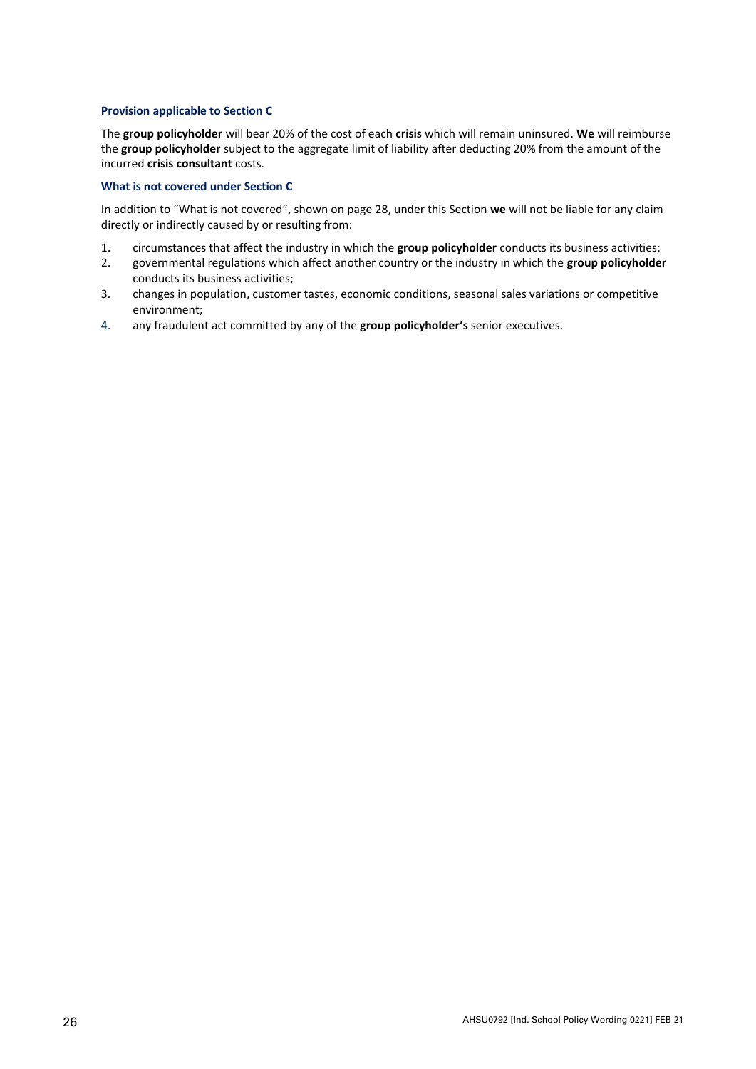### Provision applicable to Section C

The **group policyholder** will bear 20% of the cost of each **crisis** which will remain uninsured. **We** will reimburse the **group policyholder** subject to the aggregate limit of liability after deducting 20% from the amount of the incurred **crisis consultant** costs.

### What is not covered under Section C

In addition to "What is not covered", shown on page 28, under this Section **we** will not be liable for any claim directly or indirectly caused by or resulting from:

1. circumstances that affect the industry in which the **group policyholder** conducts its business activities;
2. governmental regulations which affect another country or the industry in which the **group policyholder** conducts its business activities;
3. changes in population, customer tastes, economic conditions, seasonal sales variations or competitive environment;
4. any fraudulent act committed by any of the **group policyholder's** senior executives.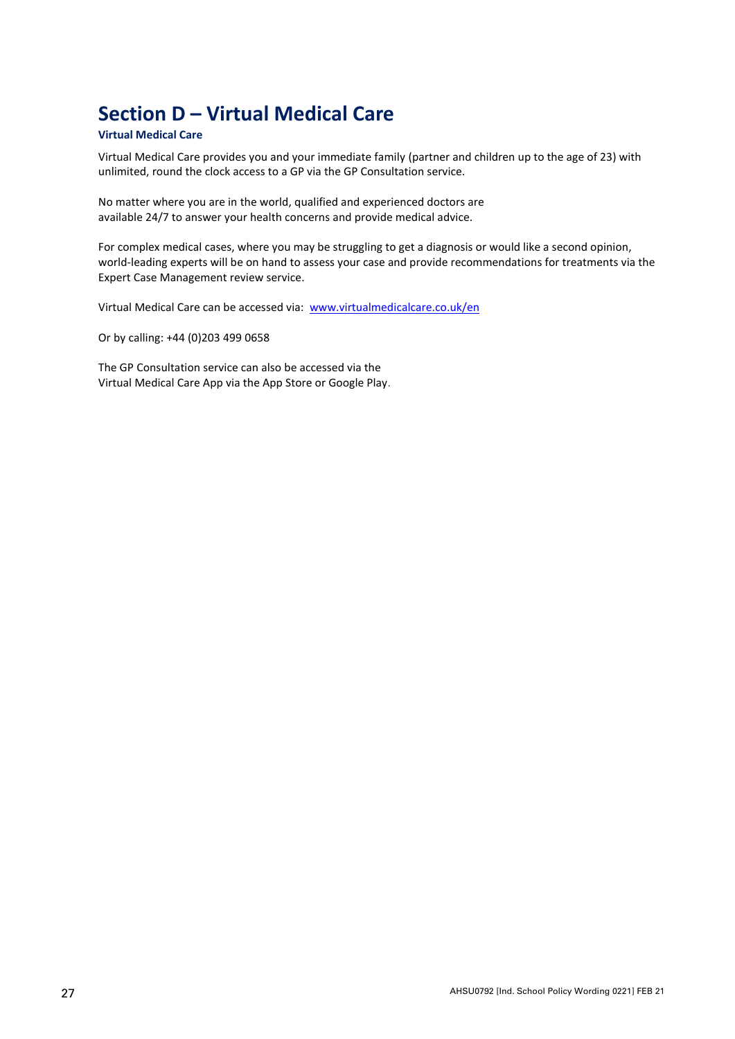# Section D – Virtual Medical Care

### Virtual Medical Care

Virtual Medical Care provides you and your immediate family (partner and children up to the age of 23) with unlimited, round the clock access to a GP via the GP Consultation service.

No matter where you are in the world, qualified and experienced doctors are available 24/7 to answer your health concerns and provide medical advice.

For complex medical cases, where you may be struggling to get a diagnosis or would like a second opinion, world-leading experts will be on hand to assess your case and provide recommendations for treatments via the Expert Case Management review service.

Virtual Medical Care can be accessed via: [www.virtualmedicalcare.co.uk/en](www.virtualmedicalcare.co.uk/en)

Or by calling: +44 (0)203 499 0658

The GP Consultation service can also be accessed via the Virtual Medical Care App via the App Store or Google Play.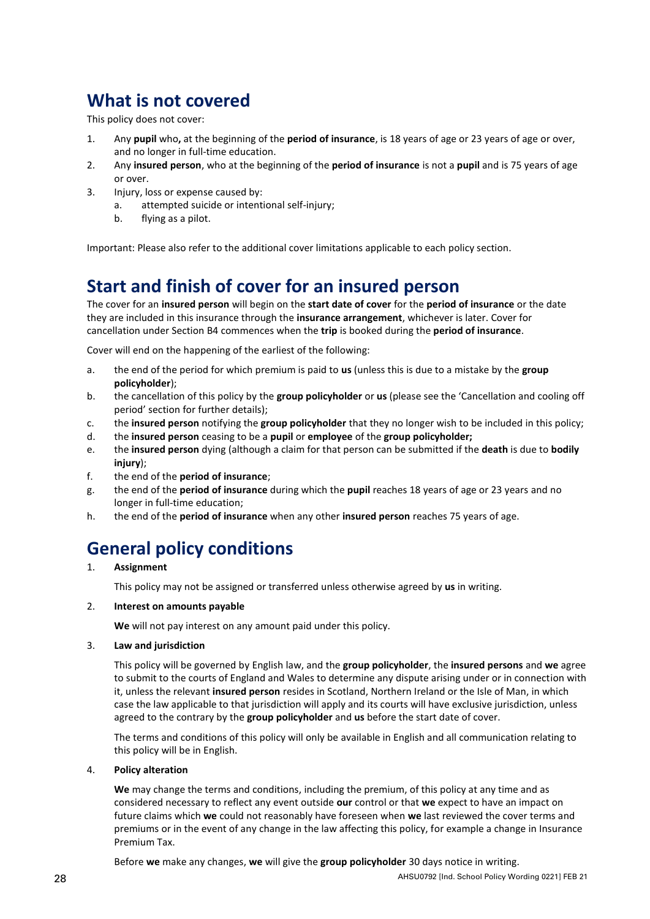## What is not covered

This policy does not cover:

1. Any **pupil** who**,** at the beginning of the **period of insurance**, is 18 years of age or 23 years of age or over, and no longer in full-time education.
2. Any **insured person**, who at the beginning of the **period of insurance** is not a **pupil** and is 75 years of age or over.
3. Injury, loss or expense caused by:
   a. attempted suicide or intentional self-injury;
   b. flying as a pilot.

Important: Please also refer to the additional cover limitations applicable to each policy section.

## Start and finish of cover for an insured person

The cover for an **insured person** will begin on the **start date of cover** for the **period of insurance** or the date they are included in this insurance through the **insurance arrangement**, whichever is later. Cover for cancellation under Section B4 commences when the **trip** is booked during the **period of insurance**.

Cover will end on the happening of the earliest of the following:

a. the end of the period for which premium is paid to **us** (unless this is due to a mistake by the **group policyholder**);
b. the cancellation of this policy by the **group policyholder** or **us** (please see the 'Cancellation and cooling off period' section for further details);
c. the **insured person** notifying the **group policyholder** that they no longer wish to be included in this policy;
d. the **insured person** ceasing to be a **pupil** or **employee** of the **group policyholder;**
e. the **insured person** dying (although a claim for that person can be submitted if the **death** is due to **bodily injury**);
f. the end of the **period of insurance**;
g. the end of the **period of insurance** during which the **pupil** reaches 18 years of age or 23 years and no longer in full-time education;
h. the end of the **period of insurance** when any other **insured person** reaches 75 years of age.

## General policy conditions

1. **Assignment**

   This policy may not be assigned or transferred unless otherwise agreed by **us** in writing.

2. **Interest on amounts payable**

   **We** will not pay interest on any amount paid under this policy.

3. **Law and jurisdiction**

   This policy will be governed by English law, and the **group policyholder**, the **insured persons** and **we** agree to submit to the courts of England and Wales to determine any dispute arising under or in connection with it, unless the relevant **insured person** resides in Scotland, Northern Ireland or the Isle of Man, in which case the law applicable to that jurisdiction will apply and its courts will have exclusive jurisdiction, unless agreed to the contrary by the **group policyholder** and **us** before the start date of cover.

   The terms and conditions of this policy will only be available in English and all communication relating to this policy will be in English.

4. **Policy alteration**

   **We** may change the terms and conditions, including the premium, of this policy at any time and as considered necessary to reflect any event outside **our** control or that **we** expect to have an impact on future claims which **we** could not reasonably have foreseen when **we** last reviewed the cover terms and premiums or in the event of any change in the law affecting this policy, for example a change in Insurance Premium Tax.

   Before **we** make any changes, **we** will give the **group policyholder** 30 days notice in writing.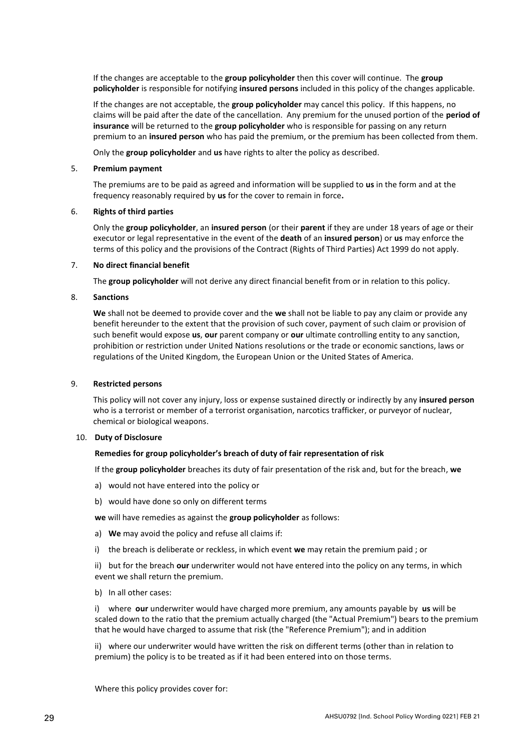If the changes are acceptable to the **group policyholder** then this cover will continue. The **group policyholder** is responsible for notifying **insured persons** included in this policy of the changes applicable.

If the changes are not acceptable, the **group policyholder** may cancel this policy. If this happens, no claims will be paid after the date of the cancellation. Any premium for the unused portion of the **period of insurance** will be returned to the **group policyholder** who is responsible for passing on any return premium to an **insured person** who has paid the premium, or the premium has been collected from them.

Only the **group policyholder** and **us** have rights to alter the policy as described.

5. **Premium payment**

   The premiums are to be paid as agreed and information will be supplied to **us** in the form and at the frequency reasonably required by **us** for the cover to remain in force**.**

6. **Rights of third parties**

   Only the **group policyholder**, an **insured person** (or their **parent** if they are under 18 years of age or their executor or legal representative in the event of the **death** of an **insured person**) or **us** may enforce the terms of this policy and the provisions of the Contract (Rights of Third Parties) Act 1999 do not apply.

7. **No direct financial benefit**

   The **group policyholder** will not derive any direct financial benefit from or in relation to this policy.

8. **Sanctions**

   **We** shall not be deemed to provide cover and the **we** shall not be liable to pay any claim or provide any benefit hereunder to the extent that the provision of such cover, payment of such claim or provision of such benefit would expose **us**, **our** parent company or **our** ultimate controlling entity to any sanction, prohibition or restriction under United Nations resolutions or the trade or economic sanctions, laws or regulations of the United Kingdom, the European Union or the United States of America.

9. **Restricted persons**

   This policy will not cover any injury, loss or expense sustained directly or indirectly by any **insured person** who is a terrorist or member of a terrorist organisation, narcotics trafficker, or purveyor of nuclear, chemical or biological weapons.

10. **Duty of Disclosure**

    **Remedies for group policyholder's breach of duty of fair representation of risk**

    If the **group policyholder** breaches its duty of fair presentation of the risk and, but for the breach, **we**

    a) would not have entered into the policy or

    b) would have done so only on different terms

    **we** will have remedies as against the **group policyholder** as follows:

    a) **We** may avoid the policy and refuse all claims if:

    i) the breach is deliberate or reckless, in which event **we** may retain the premium paid ; or

    ii) but for the breach **our** underwriter would not have entered into the policy on any terms, in which event we shall return the premium.

    b) In all other cases:

    i) where **our** underwriter would have charged more premium, any amounts payable by **us** will be scaled down to the ratio that the premium actually charged (the "Actual Premium") bears to the premium that he would have charged to assume that risk (the "Reference Premium"); and in addition

    ii) where our underwriter would have written the risk on different terms (other than in relation to premium) the policy is to be treated as if it had been entered into on those terms.

    Where this policy provides cover for: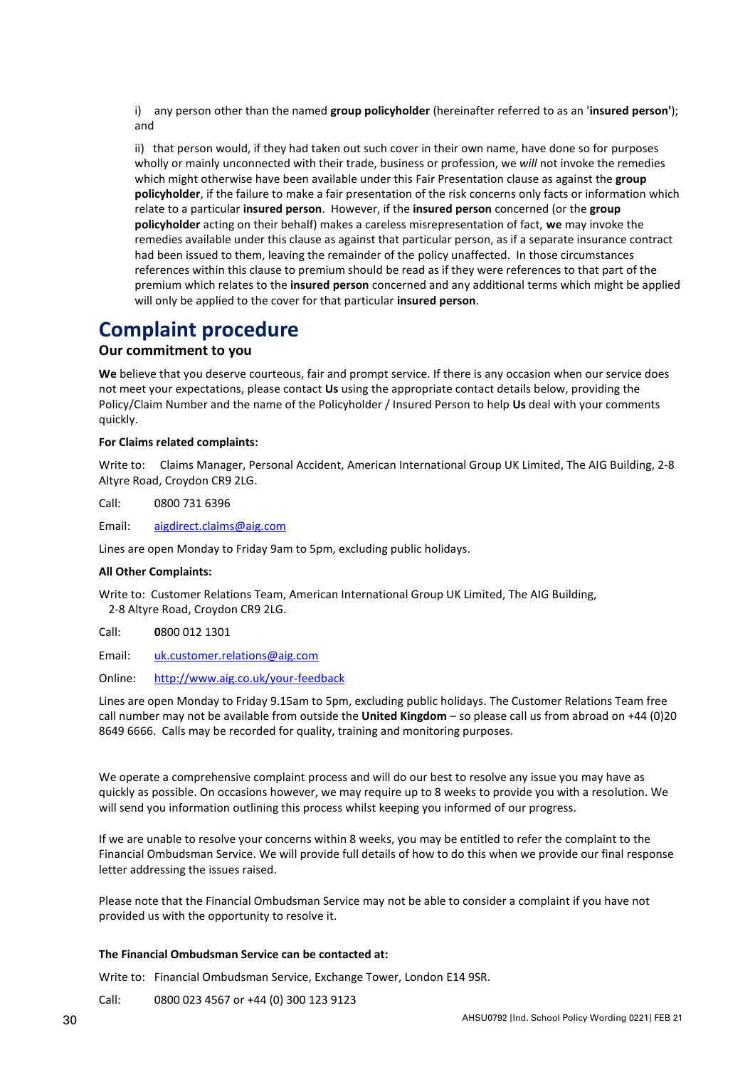i) any person other than the named **group policyholder** (hereinafter referred to as an '**insured person'**); and

ii) that person would, if they had taken out such cover in their own name, have done so for purposes wholly or mainly unconnected with their trade, business or profession, we *will* not invoke the remedies which might otherwise have been available under this Fair Presentation clause as against the **group policyholder**, if the failure to make a fair presentation of the risk concerns only facts or information which relate to a particular **insured person**. However, if the **insured person** concerned (or the **group policyholder** acting on their behalf) makes a careless misrepresentation of fact, **we** may invoke the remedies available under this clause as against that particular person, as if a separate insurance contract had been issued to them, leaving the remainder of the policy unaffected. In those circumstances references within this clause to premium should be read as if they were references to that part of the premium which relates to the **insured person** concerned and any additional terms which might be applied will only be applied to the cover for that particular **insured person**.

# Complaint procedure

### Our commitment to you

**We** believe that you deserve courteous, fair and prompt service. If there is any occasion when our service does not meet your expectations, please contact **Us** using the appropriate contact details below, providing the Policy/Claim Number and the name of the Policyholder / Insured Person to help **Us** deal with your comments quickly.

**For Claims related complaints:**

Write to: Claims Manager, Personal Accident, American International Group UK Limited, The AIG Building, 2-8 Altyre Road, Croydon CR9 2LG.

Call: 0800 731 6396

Email: aigdirect.claims@aig.com

Lines are open Monday to Friday 9am to 5pm, excluding public holidays.

**All Other Complaints:**

Write to: Customer Relations Team, American International Group UK Limited, The AIG Building, 2-8 Altyre Road, Croydon CR9 2LG.

Call: 0800 012 1301

Email: uk.customer.relations@aig.com

Online: http://www.aig.co.uk/your-feedback

Lines are open Monday to Friday 9.15am to 5pm, excluding public holidays. The Customer Relations Team free call number may not be available from outside the **United Kingdom** – so please call us from abroad on +44 (0)20 8649 6666. Calls may be recorded for quality, training and monitoring purposes.

We operate a comprehensive complaint process and will do our best to resolve any issue you may have as quickly as possible. On occasions however, we may require up to 8 weeks to provide you with a resolution. We will send you information outlining this process whilst keeping you informed of our progress.

If we are unable to resolve your concerns within 8 weeks, you may be entitled to refer the complaint to the Financial Ombudsman Service. We will provide full details of how to do this when we provide our final response letter addressing the issues raised.

Please note that the Financial Ombudsman Service may not be able to consider a complaint if you have not provided us with the opportunity to resolve it.

**The Financial Ombudsman Service can be contacted at:**

Write to: Financial Ombudsman Service, Exchange Tower, London E14 9SR.

Call: 0800 023 4567 or +44 (0) 300 123 9123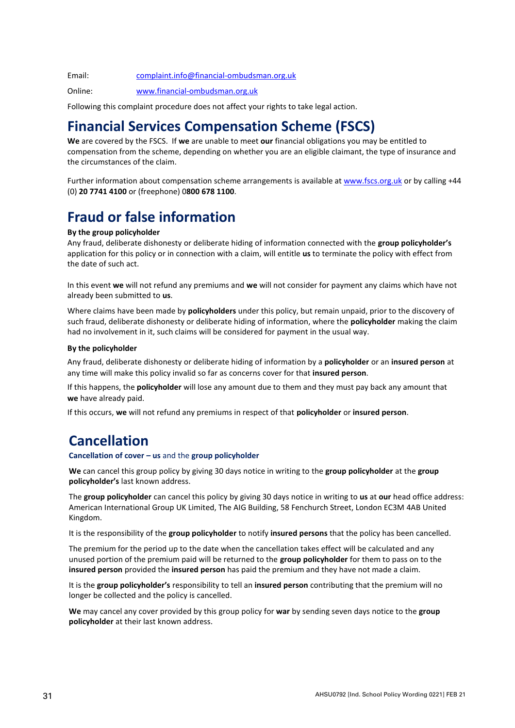Email: complaint.info@financial-ombudsman.org.uk

Online: www.financial-ombudsman.org.uk

Following this complaint procedure does not affect your rights to take legal action.

# Financial Services Compensation Scheme (FSCS)

**We** are covered by the FSCS. If **we** are unable to meet **our** financial obligations you may be entitled to compensation from the scheme, depending on whether you are an eligible claimant, the type of insurance and the circumstances of the claim.

Further information about compensation scheme arrangements is available at www.fscs.org.uk or by calling +44 (0) **20 7741 4100** or (freephone) 0**800 678 1100**.

# Fraud or false information

**By the group policyholder**

Any fraud, deliberate dishonesty or deliberate hiding of information connected with the **group policyholder's** application for this policy or in connection with a claim, will entitle **us** to terminate the policy with effect from the date of such act.

In this event **we** will not refund any premiums and **we** will not consider for payment any claims which have not already been submitted to **us**.

Where claims have been made by **policyholders** under this policy, but remain unpaid, prior to the discovery of such fraud, deliberate dishonesty or deliberate hiding of information, where the **policyholder** making the claim had no involvement in it, such claims will be considered for payment in the usual way.

**By the policyholder**

Any fraud, deliberate dishonesty or deliberate hiding of information by a **policyholder** or an **insured person** at any time will make this policy invalid so far as concerns cover for that **insured person**.

If this happens, the **policyholder** will lose any amount due to them and they must pay back any amount that **we** have already paid.

If this occurs, **we** will not refund any premiums in respect of that **policyholder** or **insured person**.

# Cancellation

**Cancellation of cover – us** and the **group policyholder**

**We** can cancel this group policy by giving 30 days notice in writing to the **group policyholder** at the **group policyholder's** last known address.

The **group policyholder** can cancel this policy by giving 30 days notice in writing to **us** at **our** head office address: American International Group UK Limited, The AIG Building, 58 Fenchurch Street, London EC3M 4AB United Kingdom.

It is the responsibility of the **group policyholder** to notify **insured persons** that the policy has been cancelled.

The premium for the period up to the date when the cancellation takes effect will be calculated and any unused portion of the premium paid will be returned to the **group policyholder** for them to pass on to the **insured person** provided the **insured person** has paid the premium and they have not made a claim.

It is the **group policyholder's** responsibility to tell an **insured person** contributing that the premium will no longer be collected and the policy is cancelled.

**We** may cancel any cover provided by this group policy for **war** by sending seven days notice to the **group policyholder** at their last known address.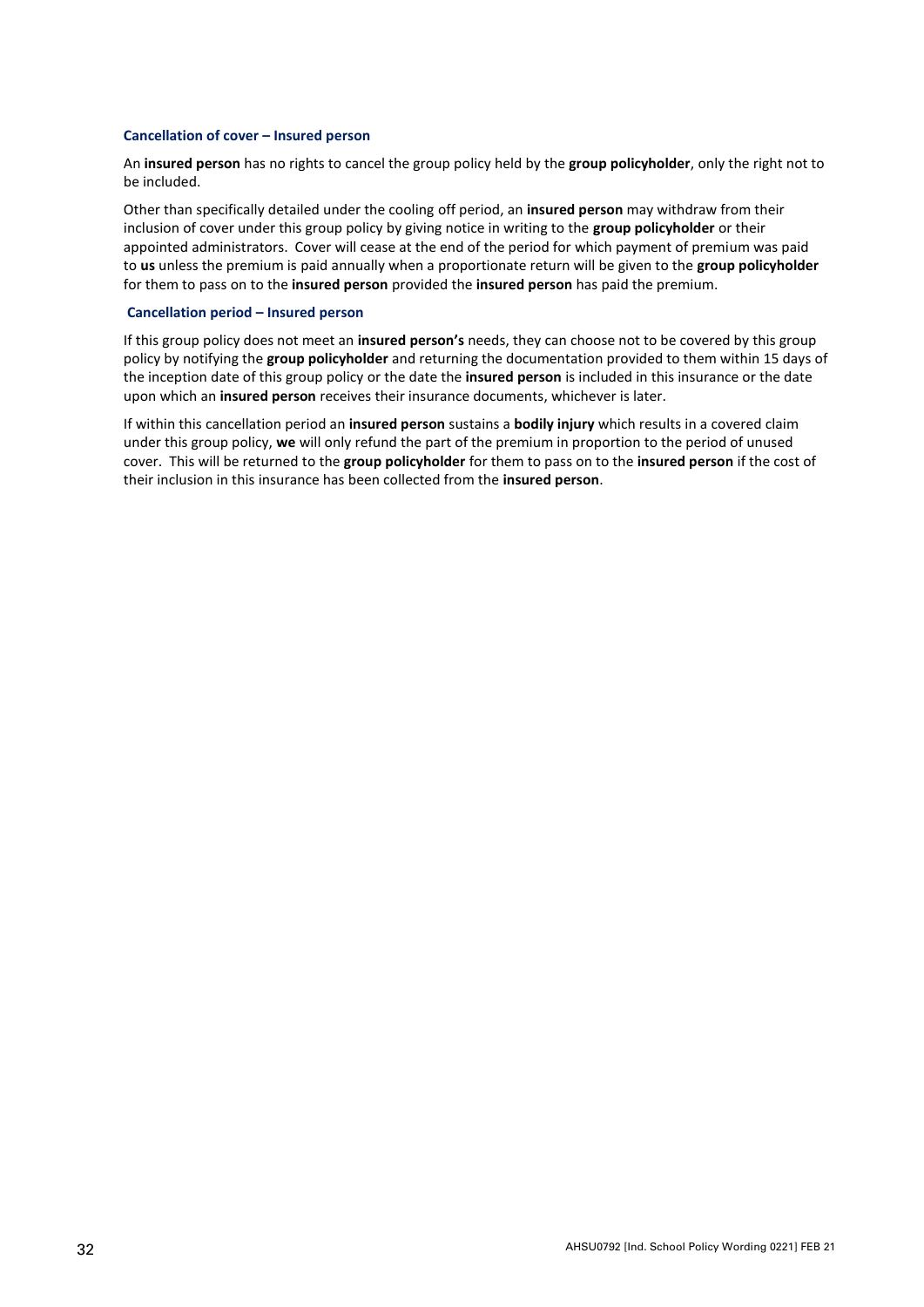### Cancellation of cover – Insured person

An **insured person** has no rights to cancel the group policy held by the **group policyholder**, only the right not to be included.

Other than specifically detailed under the cooling off period, an **insured person** may withdraw from their inclusion of cover under this group policy by giving notice in writing to the **group policyholder** or their appointed administrators. Cover will cease at the end of the period for which payment of premium was paid to **us** unless the premium is paid annually when a proportionate return will be given to the **group policyholder** for them to pass on to the **insured person** provided the **insured person** has paid the premium.

### Cancellation period – Insured person

If this group policy does not meet an **insured person's** needs, they can choose not to be covered by this group policy by notifying the **group policyholder** and returning the documentation provided to them within 15 days of the inception date of this group policy or the date the **insured person** is included in this insurance or the date upon which an **insured person** receives their insurance documents, whichever is later.

If within this cancellation period an **insured person** sustains a **bodily injury** which results in a covered claim under this group policy, **we** will only refund the part of the premium in proportion to the period of unused cover. This will be returned to the **group policyholder** for them to pass on to the **insured person** if the cost of their inclusion in this insurance has been collected from the **insured person**.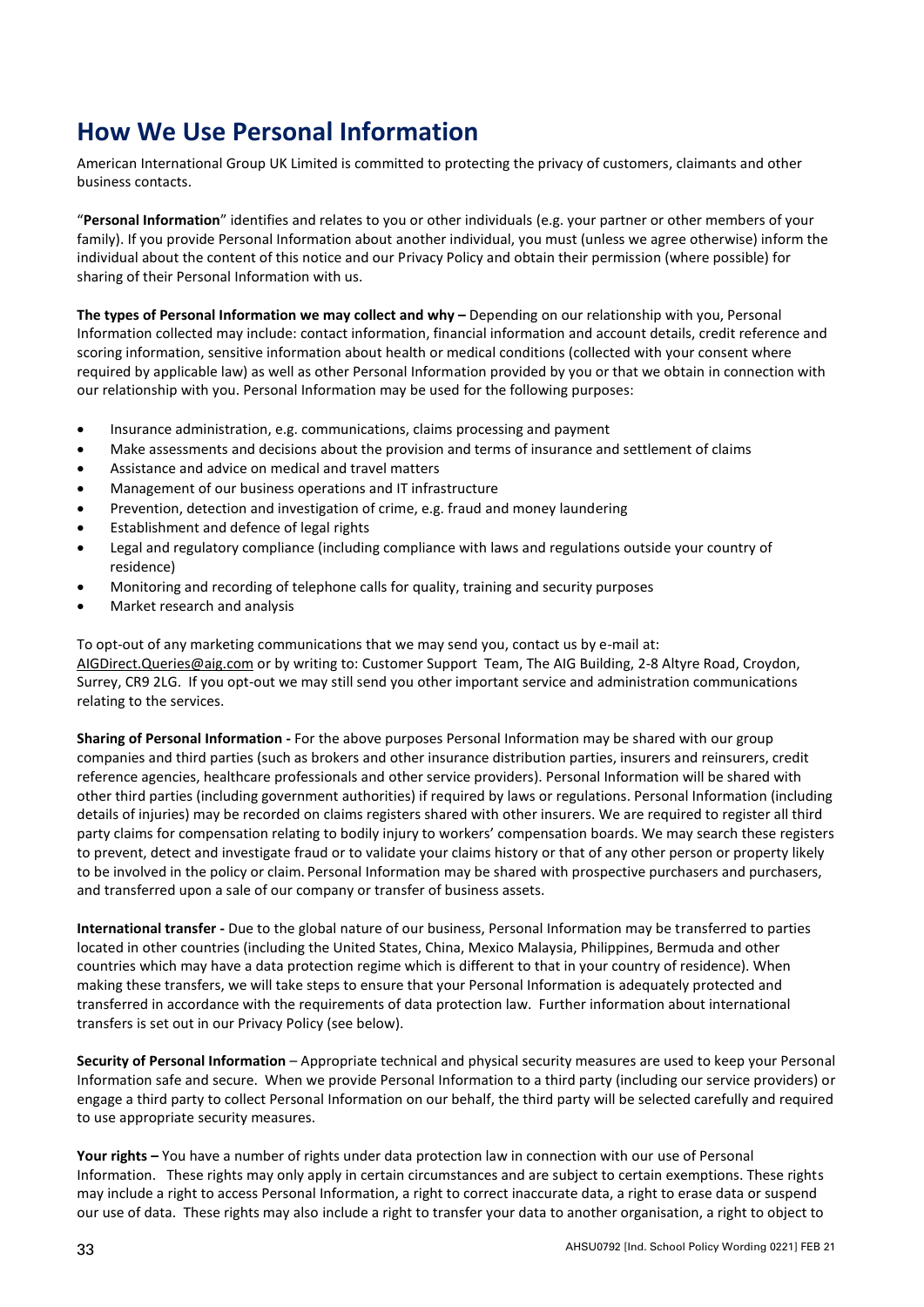# How We Use Personal Information

American International Group UK Limited is committed to protecting the privacy of customers, claimants and other business contacts.

"**Personal Information**" identifies and relates to you or other individuals (e.g. your partner or other members of your family). If you provide Personal Information about another individual, you must (unless we agree otherwise) inform the individual about the content of this notice and our Privacy Policy and obtain their permission (where possible) for sharing of their Personal Information with us.

**The types of Personal Information we may collect and why –** Depending on our relationship with you, Personal Information collected may include: contact information, financial information and account details, credit reference and scoring information, sensitive information about health or medical conditions (collected with your consent where required by applicable law) as well as other Personal Information provided by you or that we obtain in connection with our relationship with you. Personal Information may be used for the following purposes:

- Insurance administration, e.g. communications, claims processing and payment
- Make assessments and decisions about the provision and terms of insurance and settlement of claims
- Assistance and advice on medical and travel matters
- Management of our business operations and IT infrastructure
- Prevention, detection and investigation of crime, e.g. fraud and money laundering
- Establishment and defence of legal rights
- Legal and regulatory compliance (including compliance with laws and regulations outside your country of residence)
- Monitoring and recording of telephone calls for quality, training and security purposes
- Market research and analysis

To opt-out of any marketing communications that we may send you, contact us by e-mail at: AIGDirect.Queries@aig.com or by writing to: Customer Support Team, The AIG Building, 2-8 Altyre Road, Croydon, Surrey, CR9 2LG. If you opt-out we may still send you other important service and administration communications relating to the services.

**Sharing of Personal Information -** For the above purposes Personal Information may be shared with our group companies and third parties (such as brokers and other insurance distribution parties, insurers and reinsurers, credit reference agencies, healthcare professionals and other service providers). Personal Information will be shared with other third parties (including government authorities) if required by laws or regulations. Personal Information (including details of injuries) may be recorded on claims registers shared with other insurers. We are required to register all third party claims for compensation relating to bodily injury to workers' compensation boards. We may search these registers to prevent, detect and investigate fraud or to validate your claims history or that of any other person or property likely to be involved in the policy or claim. Personal Information may be shared with prospective purchasers and purchasers, and transferred upon a sale of our company or transfer of business assets.

**International transfer -** Due to the global nature of our business, Personal Information may be transferred to parties located in other countries (including the United States, China, Mexico Malaysia, Philippines, Bermuda and other countries which may have a data protection regime which is different to that in your country of residence). When making these transfers, we will take steps to ensure that your Personal Information is adequately protected and transferred in accordance with the requirements of data protection law. Further information about international transfers is set out in our Privacy Policy (see below).

**Security of Personal Information** – Appropriate technical and physical security measures are used to keep your Personal Information safe and secure. When we provide Personal Information to a third party (including our service providers) or engage a third party to collect Personal Information on our behalf, the third party will be selected carefully and required to use appropriate security measures.

**Your rights –** You have a number of rights under data protection law in connection with our use of Personal Information. These rights may only apply in certain circumstances and are subject to certain exemptions. These rights may include a right to access Personal Information, a right to correct inaccurate data, a right to erase data or suspend our use of data. These rights may also include a right to transfer your data to another organisation, a right to object to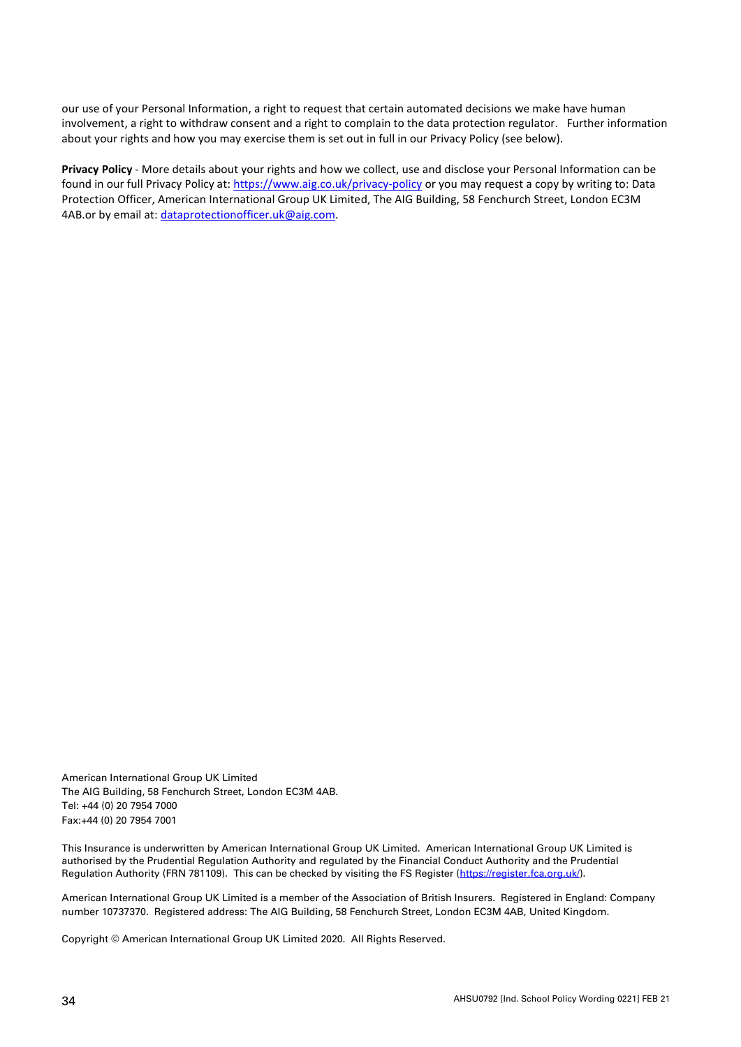our use of your Personal Information, a right to request that certain automated decisions we make have human involvement, a right to withdraw consent and a right to complain to the data protection regulator. Further information about your rights and how you may exercise them is set out in full in our Privacy Policy (see below).

**Privacy Policy** - More details about your rights and how we collect, use and disclose your Personal Information can be found in our full Privacy Policy at: https://www.aig.co.uk/privacy-policy or you may request a copy by writing to: Data Protection Officer, American International Group UK Limited, The AIG Building, 58 Fenchurch Street, London EC3M 4AB.or by email at: dataprotectionofficer.uk@aig.com.

American International Group UK Limited
The AIG Building, 58 Fenchurch Street, London EC3M 4AB.
Tel: +44 (0) 20 7954 7000
Fax:+44 (0) 20 7954 7001

This Insurance is underwritten by American International Group UK Limited. American International Group UK Limited is authorised by the Prudential Regulation Authority and regulated by the Financial Conduct Authority and the Prudential Regulation Authority (FRN 781109). This can be checked by visiting the FS Register (https://register.fca.org.uk/).

American International Group UK Limited is a member of the Association of British Insurers. Registered in England: Company number 10737370. Registered address: The AIG Building, 58 Fenchurch Street, London EC3M 4AB, United Kingdom.

Copyright © American International Group UK Limited 2020. All Rights Reserved.

AHSU0792 [Ind. School Policy Wording 0221] FEB 21